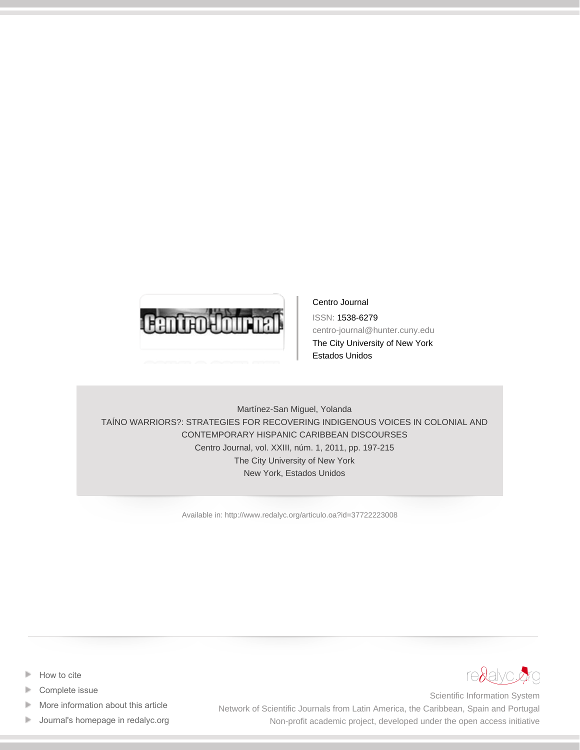Centro Journal

ISSN: 1538-6279

centro-journal@hunter.cuny.edu

The City University of New York

Estados Unidos

Martínez-San Miguel, Yolanda

TAÍNO WARRIORS?: STRATEGIES FOR RECOVERING INDIGENOUS VOICES IN COLONIAL AND CONTEMPORARY HISPANIC CARIBBEAN DISCOURSES

Centro Journal, vol. XXIII, núm. 1, 2011, pp. 197-215

The City University of New York

New York, Estados Unidos

Available in: http://www.redalyc.org/articulo.oa?id=37722223008

- How to cite
- Complete issue
- More information about this article
- Journal's homepage in redalyc.org

Scientific Information System

Network of Scientific Journals from Latin America, the Caribbean, Spain and Portugal

Non-profit academic project, developed under the open access initiative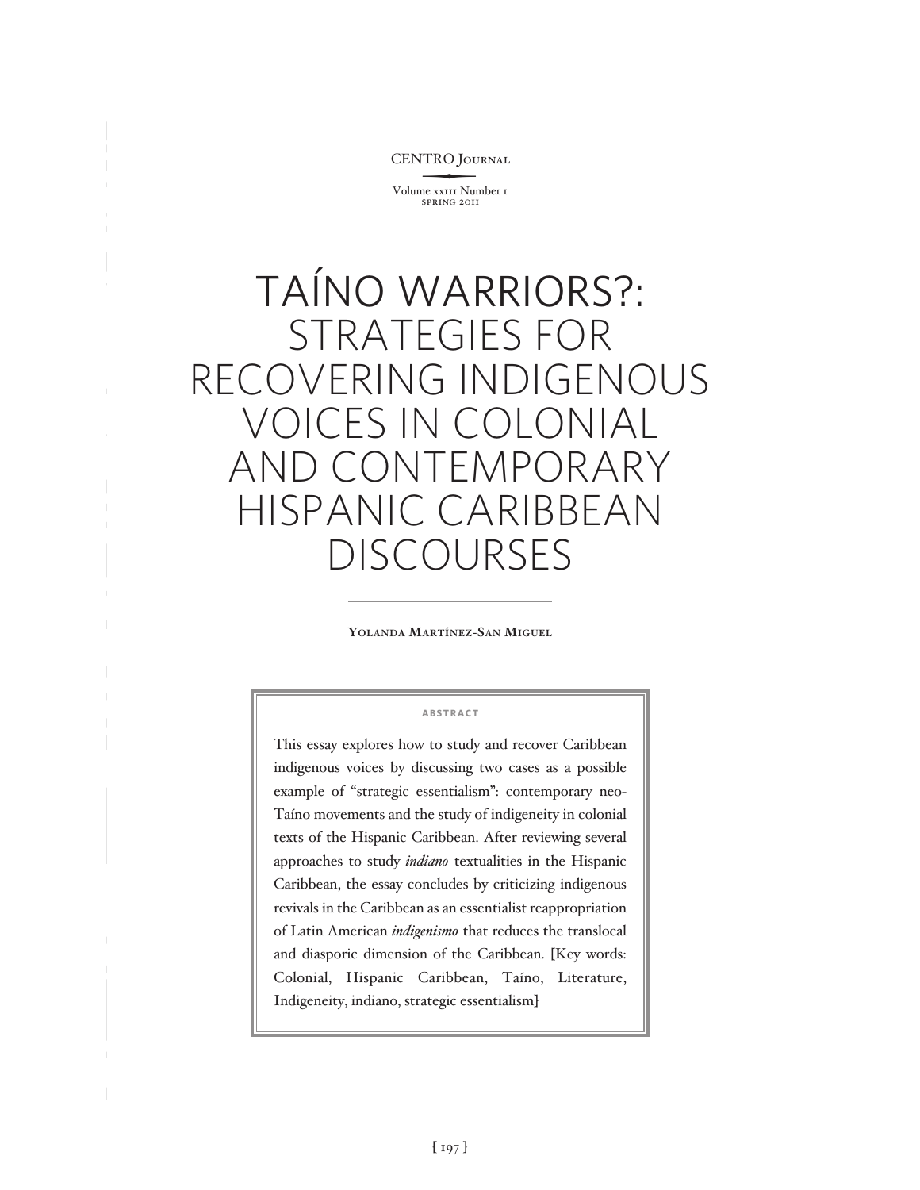# TAÍNO WARRIORS?: STRATEGIES FOR RECOVERING INDIGENOUS VOICES IN COLONIAL AND CONTEMPORARY HISPANIC CARIBBEAN DISCOURSES

**Yolanda Martínez-San Miguel**

**ABSTRACT**

This essay explores how to study and recover Caribbean indigenous voices by discussing two cases as a possible example of "strategic essentialism": contemporary neo-Taíno movements and the study of indigeneity in colonial texts of the Hispanic Caribbean. After reviewing several approaches to study *indiano* textualities in the Hispanic Caribbean, the essay concludes by criticizing indigenous revivals in the Caribbean as an essentialist reappropriation of Latin American *indigenismo* that reduces the translocal and diasporic dimension of the Caribbean. [Key words: Colonial, Hispanic Caribbean, Taíno, Literature, Indigeneity, indiano, strategic essentialism]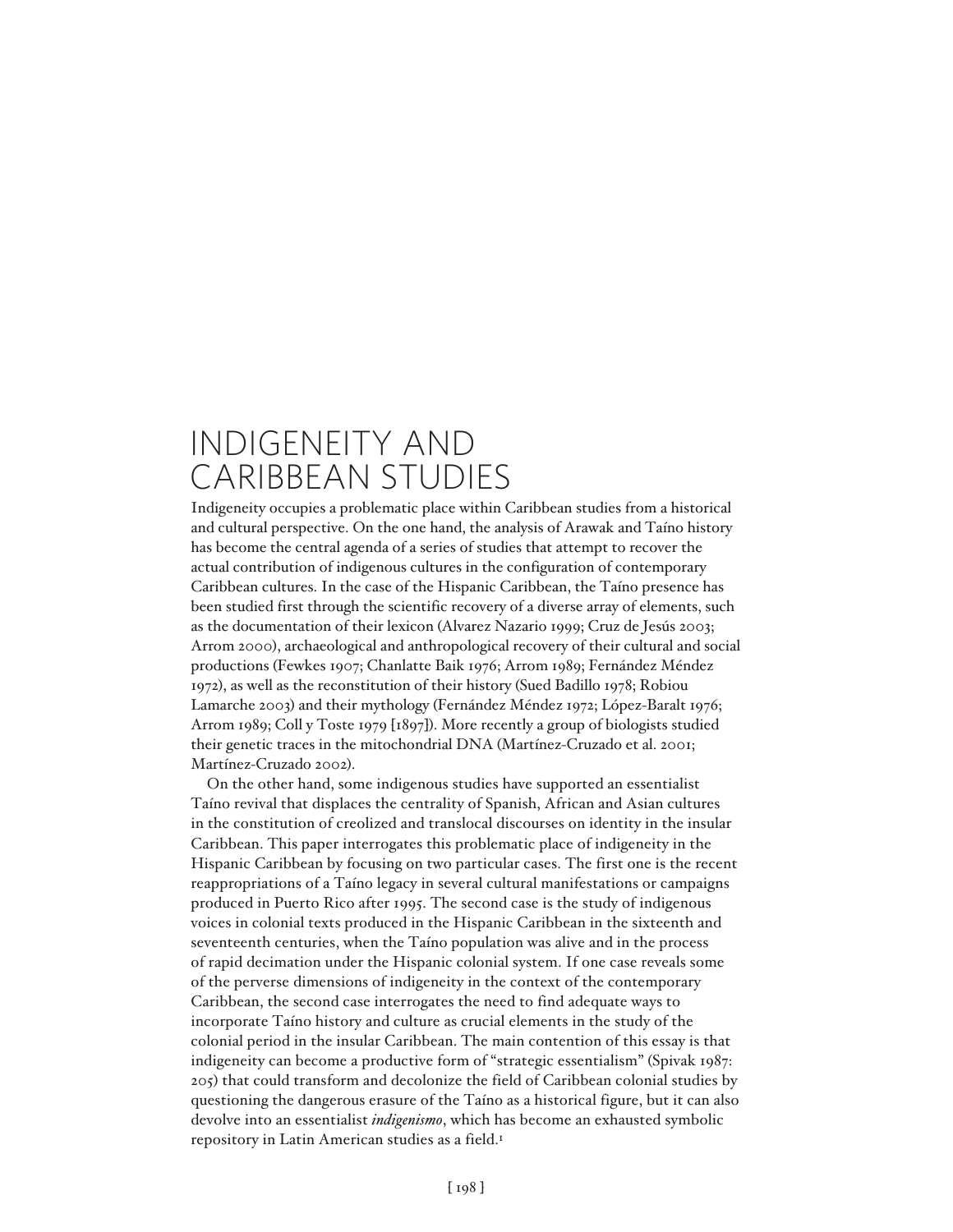# INDIGENEITY AND CARIBBEAN STUDIES

Indigeneity occupies a problematic place within Caribbean studies from a historical and cultural perspective. On the one hand, the analysis of Arawak and Taíno history has become the central agenda of a series of studies that attempt to recover the actual contribution of indigenous cultures in the configuration of contemporary Caribbean cultures. In the case of the Hispanic Caribbean, the Taíno presence has been studied first through the scientific recovery of a diverse array of elements, such as the documentation of their lexicon (Alvarez Nazario 1999; Cruz de Jesús 2003; Arrom 2000), archaeological and anthropological recovery of their cultural and social productions (Fewkes 1907; Chanlatte Baik 1976; Arrom 1989; Fernández Méndez 1972), as well as the reconstitution of their history (Sued Badillo 1978; Robiou Lamarche 2003) and their mythology (Fernández Méndez 1972; López-Baralt 1976; Arrom 1989; Coll y Toste 1979 [1897]). More recently a group of biologists studied their genetic traces in the mitochondrial DNA (Martínez-Cruzado et al. 2001; Martínez-Cruzado 2002).

On the other hand, some indigenous studies have supported an essentialist Taíno revival that displaces the centrality of Spanish, African and Asian cultures in the constitution of creolized and translocal discourses on identity in the insular Caribbean. This paper interrogates this problematic place of indigeneity in the Hispanic Caribbean by focusing on two particular cases. The first one is the recent reappropriations of a Taíno legacy in several cultural manifestations or campaigns produced in Puerto Rico after 1995. The second case is the study of indigenous voices in colonial texts produced in the Hispanic Caribbean in the sixteenth and seventeenth centuries, when the Taíno population was alive and in the process of rapid decimation under the Hispanic colonial system. If one case reveals some of the perverse dimensions of indigeneity in the context of the contemporary Caribbean, the second case interrogates the need to find adequate ways to incorporate Taíno history and culture as crucial elements in the study of the colonial period in the insular Caribbean. The main contention of this essay is that indigeneity can become a productive form of "strategic essentialism" (Spivak 1987: 205) that could transform and decolonize the field of Caribbean colonial studies by questioning the dangerous erasure of the Taíno as a historical figure, but it can also devolve into an essentialist *indigenismo*, which has become an exhausted symbolic repository in Latin American studies as a field.[1]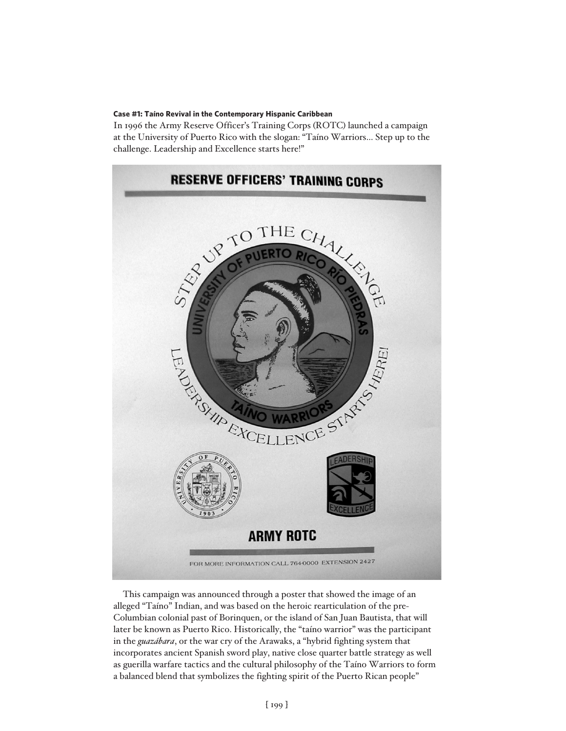**Case #1: Taíno Revival in the Contemporary Hispanic Caribbean**

In 1996 the Army Reserve Officer's Training Corps (ROTC) launched a campaign at the University of Puerto Rico with the slogan: "Taíno Warriors… Step up to the challenge. Leadership and Excellence starts here!"

This campaign was announced through a poster that showed the image of an alleged "Taíno" Indian, and was based on the heroic rearticulation of the pre-Columbian colonial past of Borinquen, or the island of San Juan Bautista, that will later be known as Puerto Rico. Historically, the "taíno warrior" was the participant in the *guazábara*, or the war cry of the Arawaks, a "hybrid fighting system that incorporates ancient Spanish sword play, native close quarter battle strategy as well as guerilla warfare tactics and the cultural philosophy of the Taíno Warriors to form a balanced blend that symbolizes the fighting spirit of the Puerto Rican people"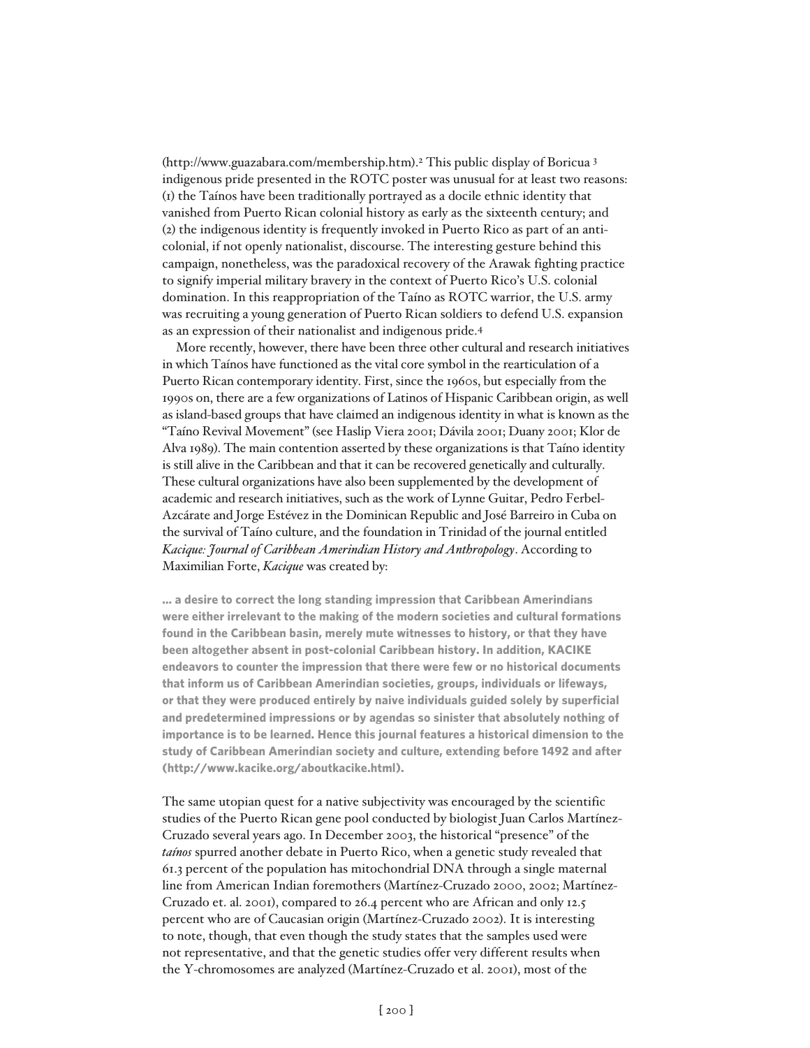(http://www.guazabara.com/membership.htm).[2] This public display of Boricua [3] indigenous pride presented in the ROTC poster was unusual for at least two reasons: (1) the Taínos have been traditionally portrayed as a docile ethnic identity that vanished from Puerto Rican colonial history as early as the sixteenth century; and (2) the indigenous identity is frequently invoked in Puerto Rico as part of an anti-colonial, if not openly nationalist, discourse. The interesting gesture behind this campaign, nonetheless, was the paradoxical recovery of the Arawak fighting practice to signify imperial military bravery in the context of Puerto Rico's U.S. colonial domination. In this reappropriation of the Taíno as ROTC warrior, the U.S. army was recruiting a young generation of Puerto Rican soldiers to defend U.S. expansion as an expression of their nationalist and indigenous pride.[4]

More recently, however, there have been three other cultural and research initiatives in which Taínos have functioned as the vital core symbol in the rearticulation of a Puerto Rican contemporary identity. First, since the 1960s, but especially from the 1990s on, there are a few organizations of Latinos of Hispanic Caribbean origin, as well as island-based groups that have claimed an indigenous identity in what is known as the "Taíno Revival Movement" (see Haslip Viera 2001; Dávila 2001; Duany 2001; Klor de Alva 1989). The main contention asserted by these organizations is that Taíno identity is still alive in the Caribbean and that it can be recovered genetically and culturally. These cultural organizations have also been supplemented by the development of academic and research initiatives, such as the work of Lynne Guitar, Pedro Ferbel-Azcárate and Jorge Estévez in the Dominican Republic and José Barreiro in Cuba on the survival of Taíno culture, and the foundation in Trinidad of the journal entitled *Kacique: Journal of Caribbean Amerindian History and Anthropology*. According to Maximilian Forte, *Kacique* was created by:

> **... a desire to correct the long standing impression that Caribbean Amerindians were either irrelevant to the making of the modern societies and cultural formations found in the Caribbean basin, merely mute witnesses to history, or that they have been altogether absent in post-colonial Caribbean history. In addition, KACIKE endeavors to counter the impression that there were few or no historical documents that inform us of Caribbean Amerindian societies, groups, individuals or lifeways, or that they were produced entirely by naive individuals guided solely by superficial and predetermined impressions or by agendas so sinister that absolutely nothing of importance is to be learned. Hence this journal features a historical dimension to the study of Caribbean Amerindian society and culture, extending before 1492 and after (http://www.kacike.org/aboutkacike.html).**

The same utopian quest for a native subjectivity was encouraged by the scientific studies of the Puerto Rican gene pool conducted by biologist Juan Carlos Martínez-Cruzado several years ago. In December 2003, the historical "presence" of the *taínos* spurred another debate in Puerto Rico, when a genetic study revealed that 61.3 percent of the population has mitochondrial DNA through a single maternal line from American Indian foremothers (Martínez-Cruzado 2000, 2002; Martínez-Cruzado et. al. 2001), compared to 26.4 percent who are African and only 12.5 percent who are of Caucasian origin (Martínez-Cruzado 2002). It is interesting to note, though, that even though the study states that the samples used were not representative, and that the genetic studies offer very different results when the Y-chromosomes are analyzed (Martínez-Cruzado et al. 2001), most of the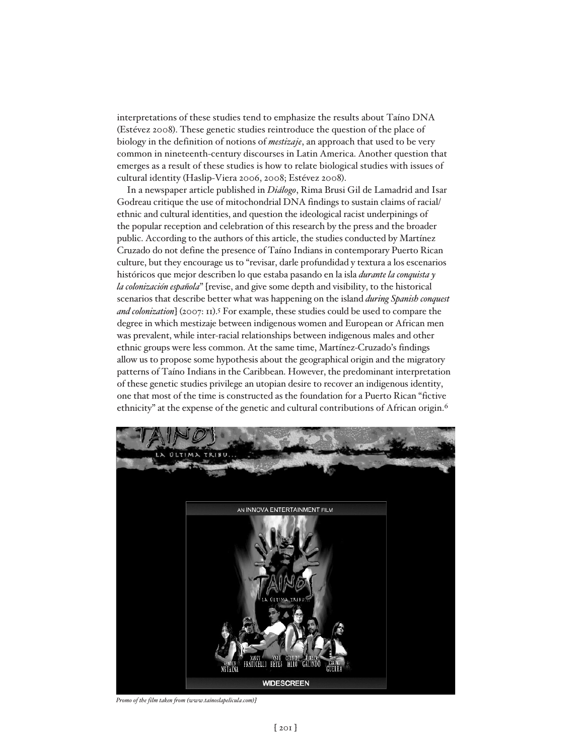interpretations of these studies tend to emphasize the results about Taíno DNA (Estévez 2008). These genetic studies reintroduce the question of the place of biology in the definition of notions of *mestizaje*, an approach that used to be very common in nineteenth-century discourses in Latin America. Another question that emerges as a result of these studies is how to relate biological studies with issues of cultural identity (Haslip-Viera 2006, 2008; Estévez 2008).

In a newspaper article published in *Diálogo*, Rima Brusi Gil de Lamadrid and Isar Godreau critique the use of mitochondrial DNA findings to sustain claims of racial/ethnic and cultural identities, and question the ideological racist underpinings of the popular reception and celebration of this research by the press and the broader public. According to the authors of this article, the studies conducted by Martínez Cruzado do not define the presence of Taíno Indians in contemporary Puerto Rican culture, but they encourage us to "revisar, darle profundidad y textura a los escenarios históricos que mejor describen lo que estaba pasando en la isla *durante la conquista y la colonización española*" [revise, and give some depth and visibility, to the historical scenarios that describe better what was happening on the island *during Spanish conquest and colonization*] (2007: 11).[5] For example, these studies could be used to compare the degree in which mestizaje between indigenous women and European or African men was prevalent, while inter-racial relationships between indigenous males and other ethnic groups were less common. At the same time, Martínez-Cruzado's findings allow us to propose some hypothesis about the geographical origin and the migratory patterns of Taíno Indians in the Caribbean. However, the predominant interpretation of these genetic studies privilege an utopian desire to recover an indigenous identity, one that most of the time is constructed as the foundation for a Puerto Rican "fictive ethnicity" at the expense of the genetic and cultural contributions of African origin.[6]

*Promo of the film taken from (www.tainoslapelicula.com)]*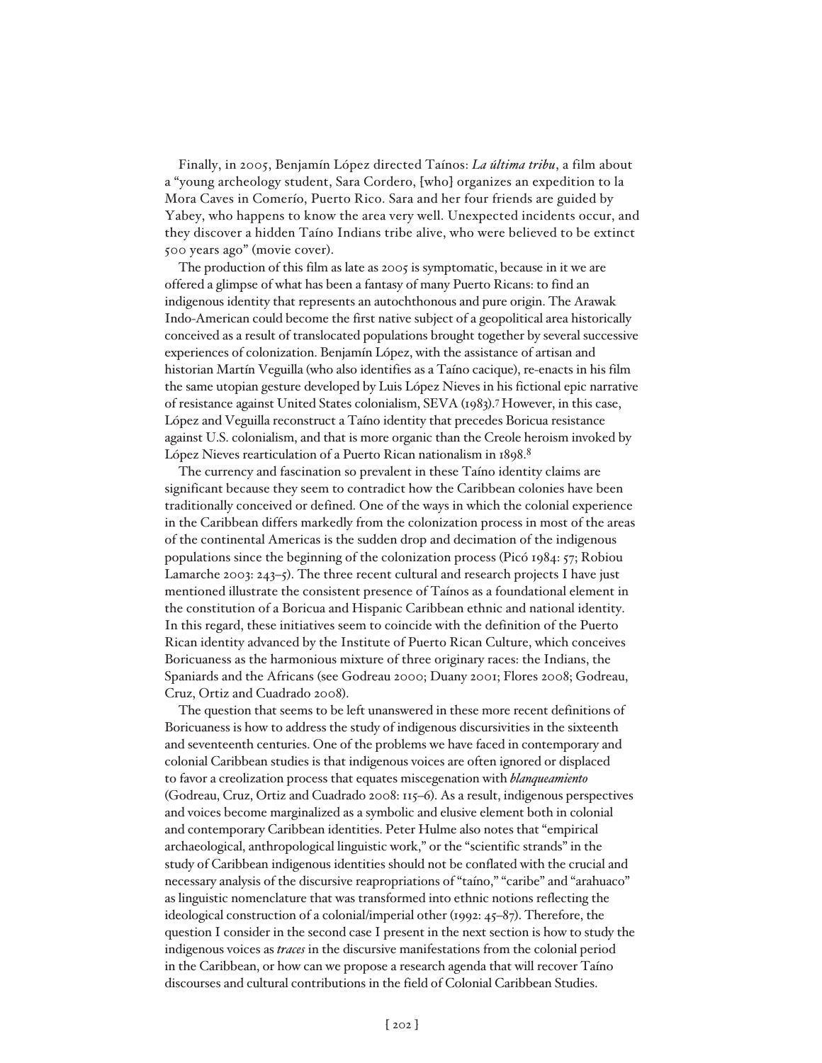Finally, in 2005, Benjamín López directed Taínos: *La última tribu*, a film about a "young archeology student, Sara Cordero, [who] organizes an expedition to la Mora Caves in Comerío, Puerto Rico. Sara and her four friends are guided by Yabey, who happens to know the area very well. Unexpected incidents occur, and they discover a hidden Taíno Indians tribe alive, who were believed to be extinct 500 years ago" (movie cover).

The production of this film as late as 2005 is symptomatic, because in it we are offered a glimpse of what has been a fantasy of many Puerto Ricans: to find an indigenous identity that represents an autochthonous and pure origin. The Arawak Indo-American could become the first native subject of a geopolitical area historically conceived as a result of translocated populations brought together by several successive experiences of colonization. Benjamín López, with the assistance of artisan and historian Martín Veguilla (who also identifies as a Taíno cacique), re-enacts in his film the same utopian gesture developed by Luis López Nieves in his fictional epic narrative of resistance against United States colonialism, SEVA (1983).[7] However, in this case, López and Veguilla reconstruct a Taíno identity that precedes Boricua resistance against U.S. colonialism, and that is more organic than the Creole heroism invoked by López Nieves rearticulation of a Puerto Rican nationalism in 1898.[8]

The currency and fascination so prevalent in these Taíno identity claims are significant because they seem to contradict how the Caribbean colonies have been traditionally conceived or defined. One of the ways in which the colonial experience in the Caribbean differs markedly from the colonization process in most of the areas of the continental Americas is the sudden drop and decimation of the indigenous populations since the beginning of the colonization process (Picó 1984: 57; Robiou Lamarche 2003: 243–5). The three recent cultural and research projects I have just mentioned illustrate the consistent presence of Taínos as a foundational element in the constitution of a Boricua and Hispanic Caribbean ethnic and national identity. In this regard, these initiatives seem to coincide with the definition of the Puerto Rican identity advanced by the Institute of Puerto Rican Culture, which conceives Boricuaness as the harmonious mixture of three originary races: the Indians, the Spaniards and the Africans (see Godreau 2000; Duany 2001; Flores 2008; Godreau, Cruz, Ortiz and Cuadrado 2008).

The question that seems to be left unanswered in these more recent definitions of Boricuaness is how to address the study of indigenous discursivities in the sixteenth and seventeenth centuries. One of the problems we have faced in contemporary and colonial Caribbean studies is that indigenous voices are often ignored or displaced to favor a creolization process that equates miscegenation with *blanqueamiento* (Godreau, Cruz, Ortiz and Cuadrado 2008: 115–6). As a result, indigenous perspectives and voices become marginalized as a symbolic and elusive element both in colonial and contemporary Caribbean identities. Peter Hulme also notes that "empirical archaeological, anthropological linguistic work," or the "scientific strands" in the study of Caribbean indigenous identities should not be conflated with the crucial and necessary analysis of the discursive reappropriations of "taíno," "caribe" and "arahuaco" as linguistic nomenclature that was transformed into ethnic notions reflecting the ideological construction of a colonial/imperial other (1992: 45–87). Therefore, the question I consider in the second case I present in the next section is how to study the indigenous voices as *traces* in the discursive manifestations from the colonial period in the Caribbean, or how can we propose a research agenda that will recover Taíno discourses and cultural contributions in the field of Colonial Caribbean Studies.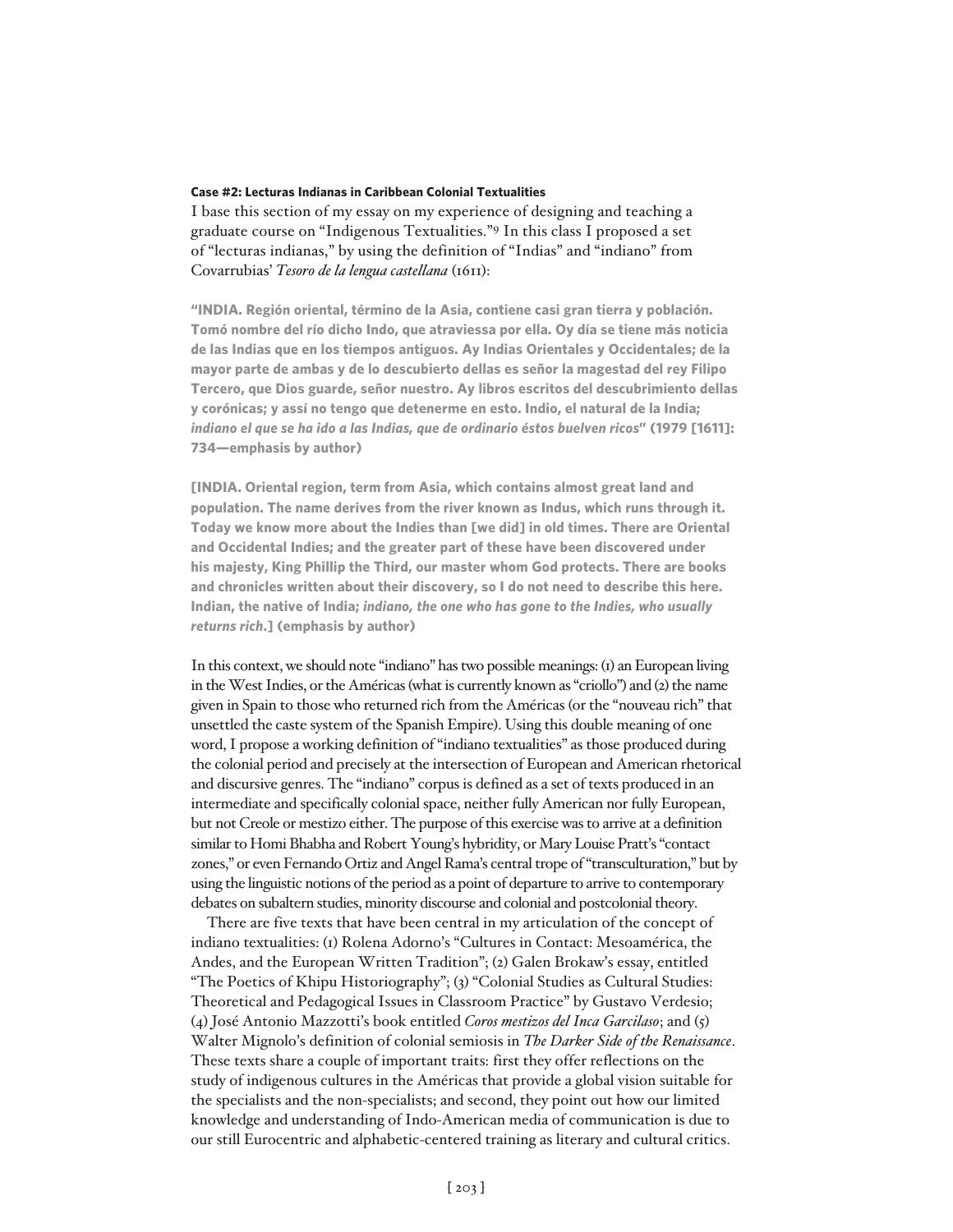**Case #2: Lecturas Indianas in Caribbean Colonial Textualities**

I base this section of my essay on my experience of designing and teaching a graduate course on "Indigenous Textualities."[9] In this class I proposed a set of "lecturas indianas," by using the definition of "Indias" and "indiano" from Covarrubias' *Tesoro de la lengua castellana* (1611):

> **"INDIA. Región oriental, término de la Asia, contiene casi gran tierra y población. Tomó nombre del río dicho Indo, que atraviessa por ella. Oy día se tiene más noticia de las Indias que en los tiempos antiguos. Ay Indias Orientales y Occidentales; de la mayor parte de ambas y de lo descubierto dellas es señor la magestad del rey Filipo Tercero, que Dios guarde, señor nuestro. Ay libros escritos del descubrimiento dellas y corónicas; y assí no tengo que detenerme en esto. Indio, el natural de la India; *indiano el que se ha ido a las Indias, que de ordinario éstos buelven ricos*" (1979 [1611]: 734—emphasis by author)**

> **[INDIA. Oriental region, term from Asia, which contains almost great land and population. The name derives from the river known as Indus, which runs through it. Today we know more about the Indies than [we did] in old times. There are Oriental and Occidental Indies; and the greater part of these have been discovered under his majesty, King Phillip the Third, our master whom God protects. There are books and chronicles written about their discovery, so I do not need to describe this here. Indian, the native of India; *indiano, the one who has gone to the Indies, who usually returns rich*.] (emphasis by author)**

In this context, we should note "indiano" has two possible meanings: (1) an European living in the West Indies, or the Américas (what is currently known as "criollo") and (2) the name given in Spain to those who returned rich from the Américas (or the "nouveau rich" that unsettled the caste system of the Spanish Empire). Using this double meaning of one word, I propose a working definition of "indiano textualities" as those produced during the colonial period and precisely at the intersection of European and American rhetorical and discursive genres. The "indiano" corpus is defined as a set of texts produced in an intermediate and specifically colonial space, neither fully American nor fully European, but not Creole or mestizo either. The purpose of this exercise was to arrive at a definition similar to Homi Bhabha and Robert Young's hybridity, or Mary Louise Pratt's "contact zones," or even Fernando Ortiz and Angel Rama's central trope of "transculturation," but by using the linguistic notions of the period as a point of departure to arrive to contemporary debates on subaltern studies, minority discourse and colonial and postcolonial theory.

There are five texts that have been central in my articulation of the concept of indiano textualities: (1) Rolena Adorno's "Cultures in Contact: Mesoamérica, the Andes, and the European Written Tradition"; (2) Galen Brokaw's essay, entitled "The Poetics of Khipu Historiography"; (3) "Colonial Studies as Cultural Studies: Theoretical and Pedagogical Issues in Classroom Practice" by Gustavo Verdesio; (4) José Antonio Mazzotti's book entitled *Coros mestizos del Inca Garcilaso*; and (5) Walter Mignolo's definition of colonial semiosis in *The Darker Side of the Renaissance*. These texts share a couple of important traits: first they offer reflections on the study of indigenous cultures in the Américas that provide a global vision suitable for the specialists and the non-specialists; and second, they point out how our limited knowledge and understanding of Indo-American media of communication is due to our still Eurocentric and alphabetic-centered training as literary and cultural critics.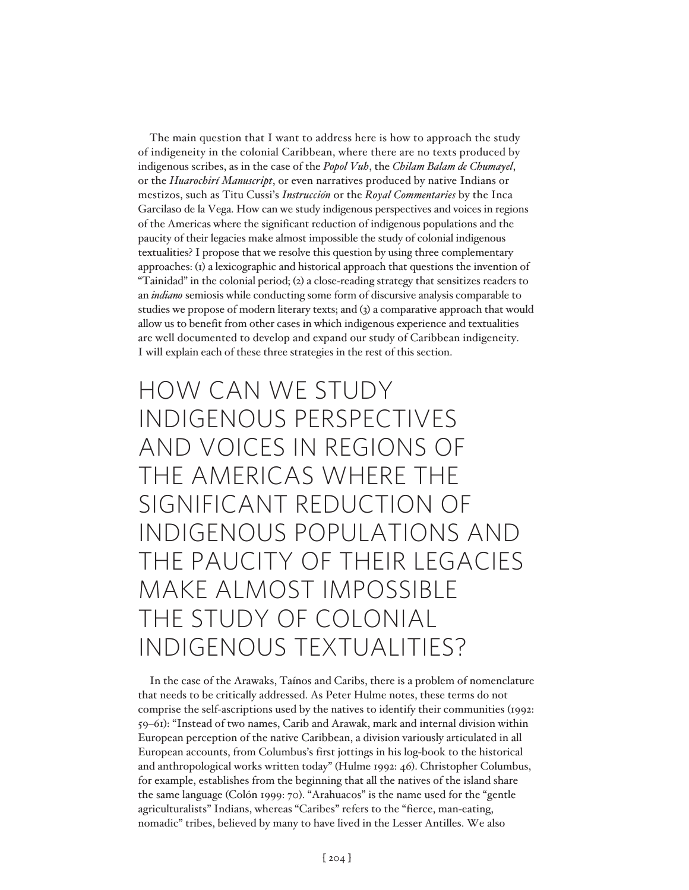The main question that I want to address here is how to approach the study of indigeneity in the colonial Caribbean, where there are no texts produced by indigenous scribes, as in the case of the *Popol Vuh*, the *Chilam Balam de Chumayel*, or the *Huarochirí Manuscript*, or even narratives produced by native Indians or mestizos, such as Titu Cussi's *Instrucción* or the *Royal Commentaries* by the Inca Garcilaso de la Vega. How can we study indigenous perspectives and voices in regions of the Americas where the significant reduction of indigenous populations and the paucity of their legacies make almost impossible the study of colonial indigenous textualities? I propose that we resolve this question by using three complementary approaches: (1) a lexicographic and historical approach that questions the invention of "Tainidad" in the colonial period; (2) a close-reading strategy that sensitizes readers to an *indiano* semiosis while conducting some form of discursive analysis comparable to studies we propose of modern literary texts; and (3) a comparative approach that would allow us to benefit from other cases in which indigenous experience and textualities are well documented to develop and expand our study of Caribbean indigeneity. I will explain each of these three strategies in the rest of this section.

> HOW CAN WE STUDY INDIGENOUS PERSPECTIVES AND VOICES IN REGIONS OF THE AMERICAS WHERE THE SIGNIFICANT REDUCTION OF INDIGENOUS POPULATIONS AND THE PAUCITY OF THEIR LEGACIES MAKE ALMOST IMPOSSIBLE THE STUDY OF COLONIAL INDIGENOUS TEXTUALITIES?

In the case of the Arawaks, Taínos and Caribs, there is a problem of nomenclature that needs to be critically addressed. As Peter Hulme notes, these terms do not comprise the self-ascriptions used by the natives to identify their communities (1992: 59–61): "Instead of two names, Carib and Arawak, mark and internal division within European perception of the native Caribbean, a division variously articulated in all European accounts, from Columbus's first jottings in his log-book to the historical and anthropological works written today" (Hulme 1992: 46). Christopher Columbus, for example, establishes from the beginning that all the natives of the island share the same language (Colón 1999: 70). "Arahuacos" is the name used for the "gentle agriculturalists" Indians, whereas "Caribes" refers to the "fierce, man-eating, nomadic" tribes, believed by many to have lived in the Lesser Antilles. We also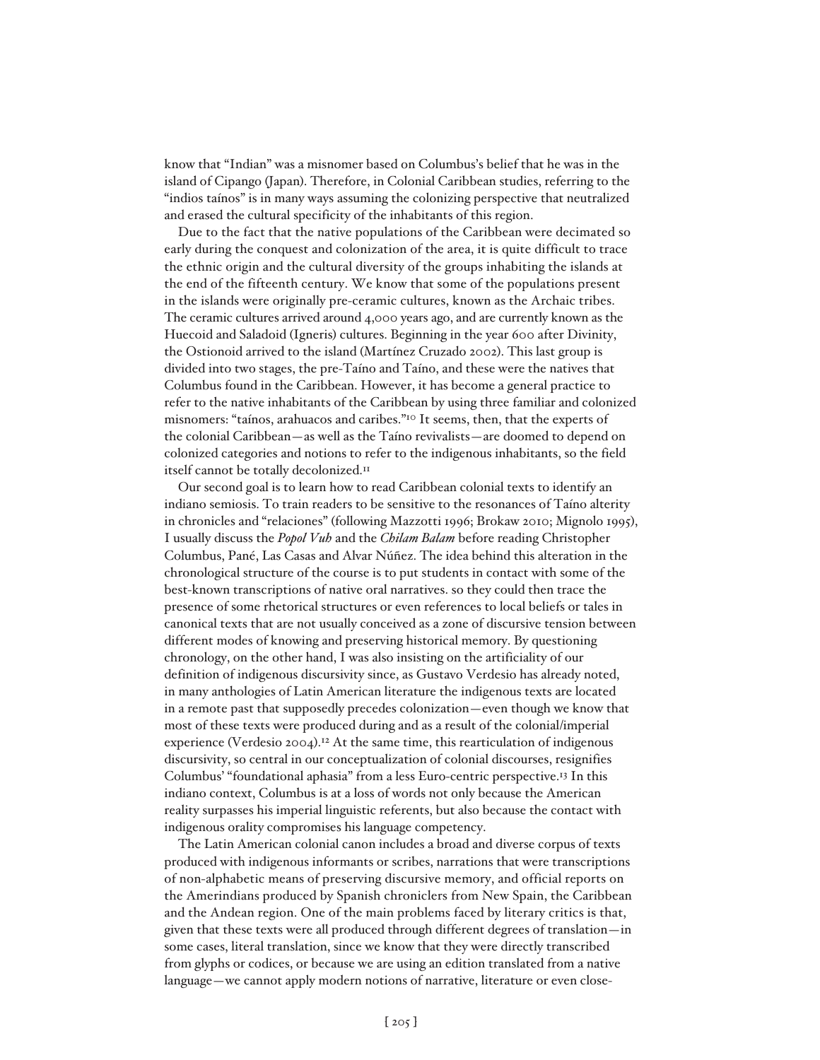know that "Indian" was a misnomer based on Columbus's belief that he was in the island of Cipango (Japan). Therefore, in Colonial Caribbean studies, referring to the "indios taínos" is in many ways assuming the colonizing perspective that neutralized and erased the cultural specificity of the inhabitants of this region.

Due to the fact that the native populations of the Caribbean were decimated so early during the conquest and colonization of the area, it is quite difficult to trace the ethnic origin and the cultural diversity of the groups inhabiting the islands at the end of the fifteenth century. We know that some of the populations present in the islands were originally pre-ceramic cultures, known as the Archaic tribes. The ceramic cultures arrived around 4,000 years ago, and are currently known as the Huecoid and Saladoid (Igneris) cultures. Beginning in the year 600 after Divinity, the Ostionoid arrived to the island (Martínez Cruzado 2002). This last group is divided into two stages, the pre-Taíno and Taíno, and these were the natives that Columbus found in the Caribbean. However, it has become a general practice to refer to the native inhabitants of the Caribbean by using three familiar and colonized misnomers: "taínos, arahuacos and caribes."[10] It seems, then, that the experts of the colonial Caribbean—as well as the Taíno revivalists—are doomed to depend on colonized categories and notions to refer to the indigenous inhabitants, so the field itself cannot be totally decolonized.[11]

Our second goal is to learn how to read Caribbean colonial texts to identify an indiano semiosis. To train readers to be sensitive to the resonances of Taíno alterity in chronicles and "relaciones" (following Mazzotti 1996; Brokaw 2010; Mignolo 1995), I usually discuss the *Popol Vuh* and the *Chilam Balam* before reading Christopher Columbus, Pané, Las Casas and Alvar Núñez. The idea behind this alteration in the chronological structure of the course is to put students in contact with some of the best-known transcriptions of native oral narratives. so they could then trace the presence of some rhetorical structures or even references to local beliefs or tales in canonical texts that are not usually conceived as a zone of discursive tension between different modes of knowing and preserving historical memory. By questioning chronology, on the other hand, I was also insisting on the artificiality of our definition of indigenous discursivity since, as Gustavo Verdesio has already noted, in many anthologies of Latin American literature the indigenous texts are located in a remote past that supposedly precedes colonization—even though we know that most of these texts were produced during and as a result of the colonial/imperial experience (Verdesio 2004).[12] At the same time, this rearticulation of indigenous discursivity, so central in our conceptualization of colonial discourses, resignifies Columbus' "foundational aphasia" from a less Euro-centric perspective.[13] In this indiano context, Columbus is at a loss of words not only because the American reality surpasses his imperial linguistic referents, but also because the contact with indigenous orality compromises his language competency.

The Latin American colonial canon includes a broad and diverse corpus of texts produced with indigenous informants or scribes, narrations that were transcriptions of non-alphabetic means of preserving discursive memory, and official reports on the Amerindians produced by Spanish chroniclers from New Spain, the Caribbean and the Andean region. One of the main problems faced by literary critics is that, given that these texts were all produced through different degrees of translation—in some cases, literal translation, since we know that they were directly transcribed from glyphs or codices, or because we are using an edition translated from a native language—we cannot apply modern notions of narrative, literature or even close-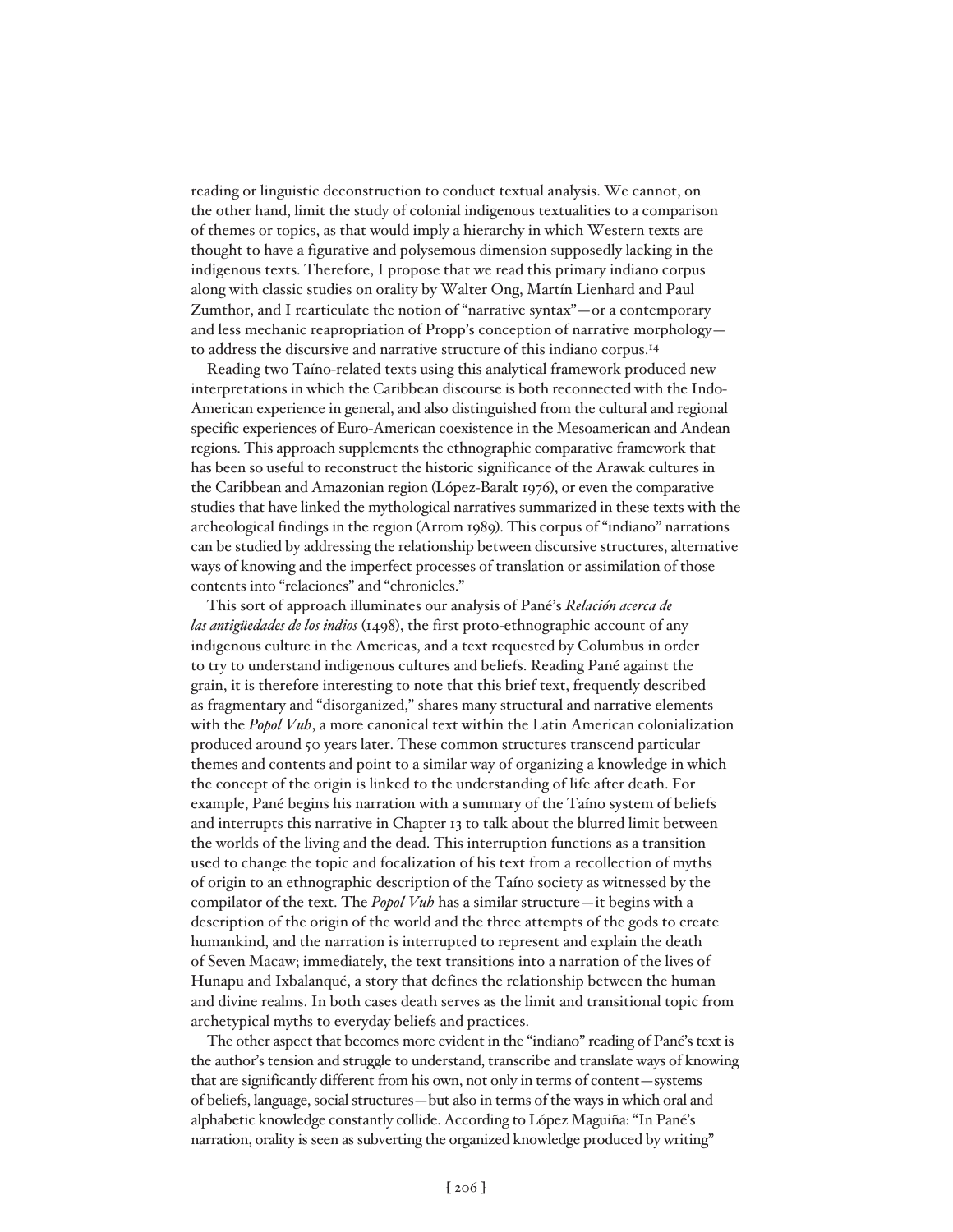reading or linguistic deconstruction to conduct textual analysis. We cannot, on the other hand, limit the study of colonial indigenous textualities to a comparison of themes or topics, as that would imply a hierarchy in which Western texts are thought to have a figurative and polysemous dimension supposedly lacking in the indigenous texts. Therefore, I propose that we read this primary indiano corpus along with classic studies on orality by Walter Ong, Martín Lienhard and Paul Zumthor, and I rearticulate the notion of "narrative syntax"—or a contemporary and less mechanic reapropriation of Propp's conception of narrative morphology—to address the discursive and narrative structure of this indiano corpus.[14]

Reading two Taíno-related texts using this analytical framework produced new interpretations in which the Caribbean discourse is both reconnected with the Indo-American experience in general, and also distinguished from the cultural and regional specific experiences of Euro-American coexistence in the Mesoamerican and Andean regions. This approach supplements the ethnographic comparative framework that has been so useful to reconstruct the historic significance of the Arawak cultures in the Caribbean and Amazonian region (López-Baralt 1976), or even the comparative studies that have linked the mythological narratives summarized in these texts with the archeological findings in the region (Arrom 1989). This corpus of "indiano" narrations can be studied by addressing the relationship between discursive structures, alternative ways of knowing and the imperfect processes of translation or assimilation of those contents into "relaciones" and "chronicles."

This sort of approach illuminates our analysis of Pané's *Relación acerca de las antigüedades de los indios* (1498), the first proto-ethnographic account of any indigenous culture in the Americas, and a text requested by Columbus in order to try to understand indigenous cultures and beliefs. Reading Pané against the grain, it is therefore interesting to note that this brief text, frequently described as fragmentary and "disorganized," shares many structural and narrative elements with the *Popol Vuh*, a more canonical text within the Latin American colonialization produced around 50 years later. These common structures transcend particular themes and contents and point to a similar way of organizing a knowledge in which the concept of the origin is linked to the understanding of life after death. For example, Pané begins his narration with a summary of the Taíno system of beliefs and interrupts this narrative in Chapter 13 to talk about the blurred limit between the worlds of the living and the dead. This interruption functions as a transition used to change the topic and focalization of his text from a recollection of myths of origin to an ethnographic description of the Taíno society as witnessed by the compilator of the text. The *Popol Vuh* has a similar structure—it begins with a description of the origin of the world and the three attempts of the gods to create humankind, and the narration is interrupted to represent and explain the death of Seven Macaw; immediately, the text transitions into a narration of the lives of Hunapu and Ixbalanqué, a story that defines the relationship between the human and divine realms. In both cases death serves as the limit and transitional topic from archetypical myths to everyday beliefs and practices.

The other aspect that becomes more evident in the "indiano" reading of Pané's text is the author's tension and struggle to understand, transcribe and translate ways of knowing that are significantly different from his own, not only in terms of content—systems of beliefs, language, social structures—but also in terms of the ways in which oral and alphabetic knowledge constantly collide. According to López Maguiña: "In Pané's narration, orality is seen as subverting the organized knowledge produced by writing"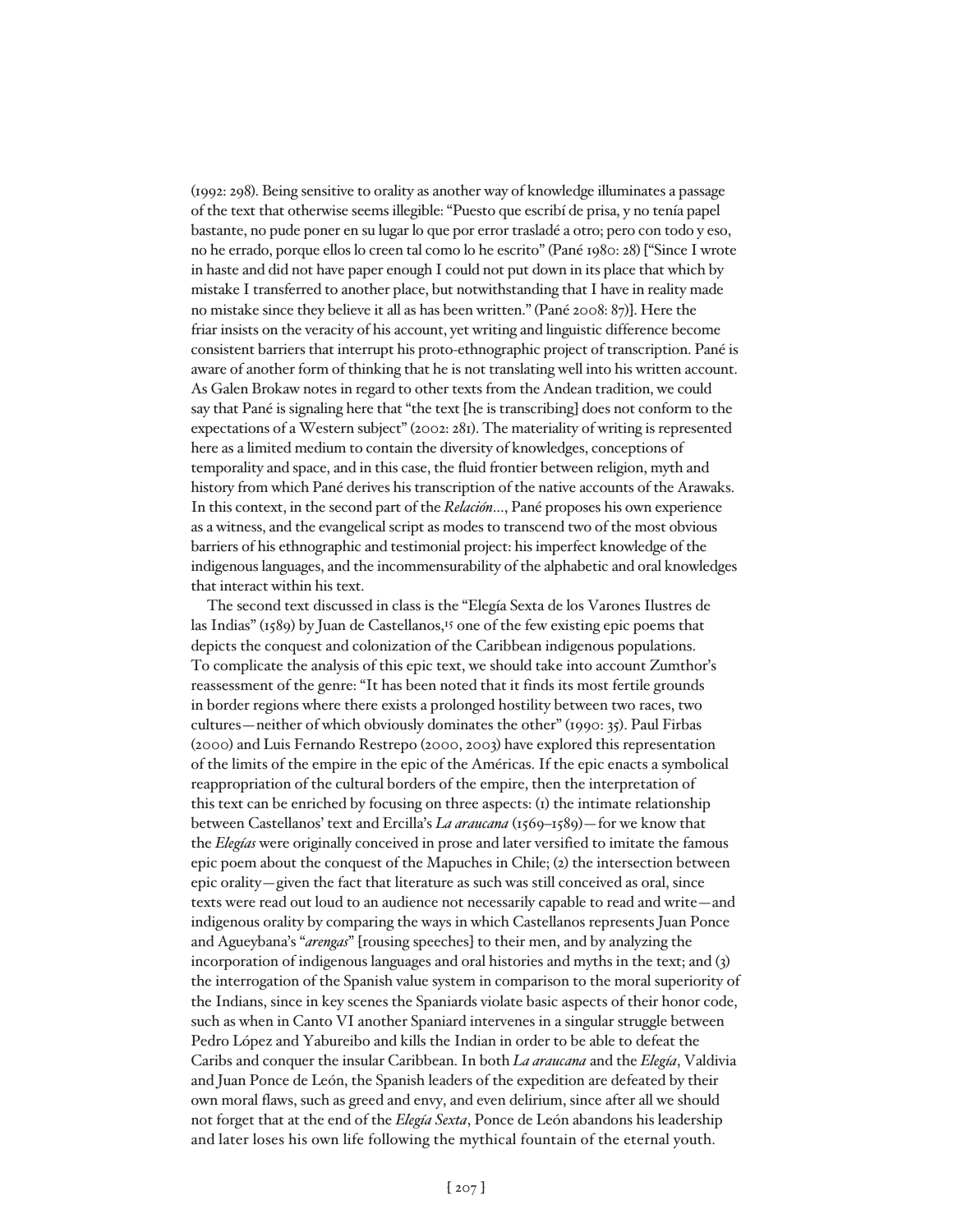(1992: 298). Being sensitive to orality as another way of knowledge illuminates a passage of the text that otherwise seems illegible: "Puesto que escribí de prisa, y no tenía papel bastante, no pude poner en su lugar lo que por error trasladé a otro; pero con todo y eso, no he errado, porque ellos lo creen tal como lo he escrito" (Pané 1980: 28) ["Since I wrote in haste and did not have paper enough I could not put down in its place that which by mistake I transferred to another place, but notwithstanding that I have in reality made no mistake since they believe it all as has been written." (Pané 2008: 87)]. Here the friar insists on the veracity of his account, yet writing and linguistic difference become consistent barriers that interrupt his proto-ethnographic project of transcription. Pané is aware of another form of thinking that he is not translating well into his written account. As Galen Brokaw notes in regard to other texts from the Andean tradition, we could say that Pané is signaling here that "the text [he is transcribing] does not conform to the expectations of a Western subject" (2002: 281). The materiality of writing is represented here as a limited medium to contain the diversity of knowledges, conceptions of temporality and space, and in this case, the fluid frontier between religion, myth and history from which Pané derives his transcription of the native accounts of the Arawaks. In this context, in the second part of the *Relación…*, Pané proposes his own experience as a witness, and the evangelical script as modes to transcend two of the most obvious barriers of his ethnographic and testimonial project: his imperfect knowledge of the indigenous languages, and the incommensurability of the alphabetic and oral knowledges that interact within his text.

The second text discussed in class is the "Elegía Sexta de los Varones Ilustres de las Indias" (1589) by Juan de Castellanos,[15] one of the few existing epic poems that depicts the conquest and colonization of the Caribbean indigenous populations. To complicate the analysis of this epic text, we should take into account Zumthor's reassessment of the genre: "It has been noted that it finds its most fertile grounds in border regions where there exists a prolonged hostility between two races, two cultures—neither of which obviously dominates the other" (1990: 35). Paul Firbas (2000) and Luis Fernando Restrepo (2000, 2003) have explored this representation of the limits of the empire in the epic of the Américas. If the epic enacts a symbolical reappropriation of the cultural borders of the empire, then the interpretation of this text can be enriched by focusing on three aspects: (1) the intimate relationship between Castellanos' text and Ercilla's *La araucana* (1569–1589)—for we know that the *Elegías* were originally conceived in prose and later versified to imitate the famous epic poem about the conquest of the Mapuches in Chile; (2) the intersection between epic orality—given the fact that literature as such was still conceived as oral, since texts were read out loud to an audience not necessarily capable to read and write—and indigenous orality by comparing the ways in which Castellanos represents Juan Ponce and Agueybana's "*arengas*" [rousing speeches] to their men, and by analyzing the incorporation of indigenous languages and oral histories and myths in the text; and (3) the interrogation of the Spanish value system in comparison to the moral superiority of the Indians, since in key scenes the Spaniards violate basic aspects of their honor code, such as when in Canto VI another Spaniard intervenes in a singular struggle between Pedro López and Yabureibo and kills the Indian in order to be able to defeat the Caribs and conquer the insular Caribbean. In both *La araucana* and the *Elegía*, Valdivia and Juan Ponce de León, the Spanish leaders of the expedition are defeated by their own moral flaws, such as greed and envy, and even delirium, since after all we should not forget that at the end of the *Elegía Sexta*, Ponce de León abandons his leadership and later loses his own life following the mythical fountain of the eternal youth.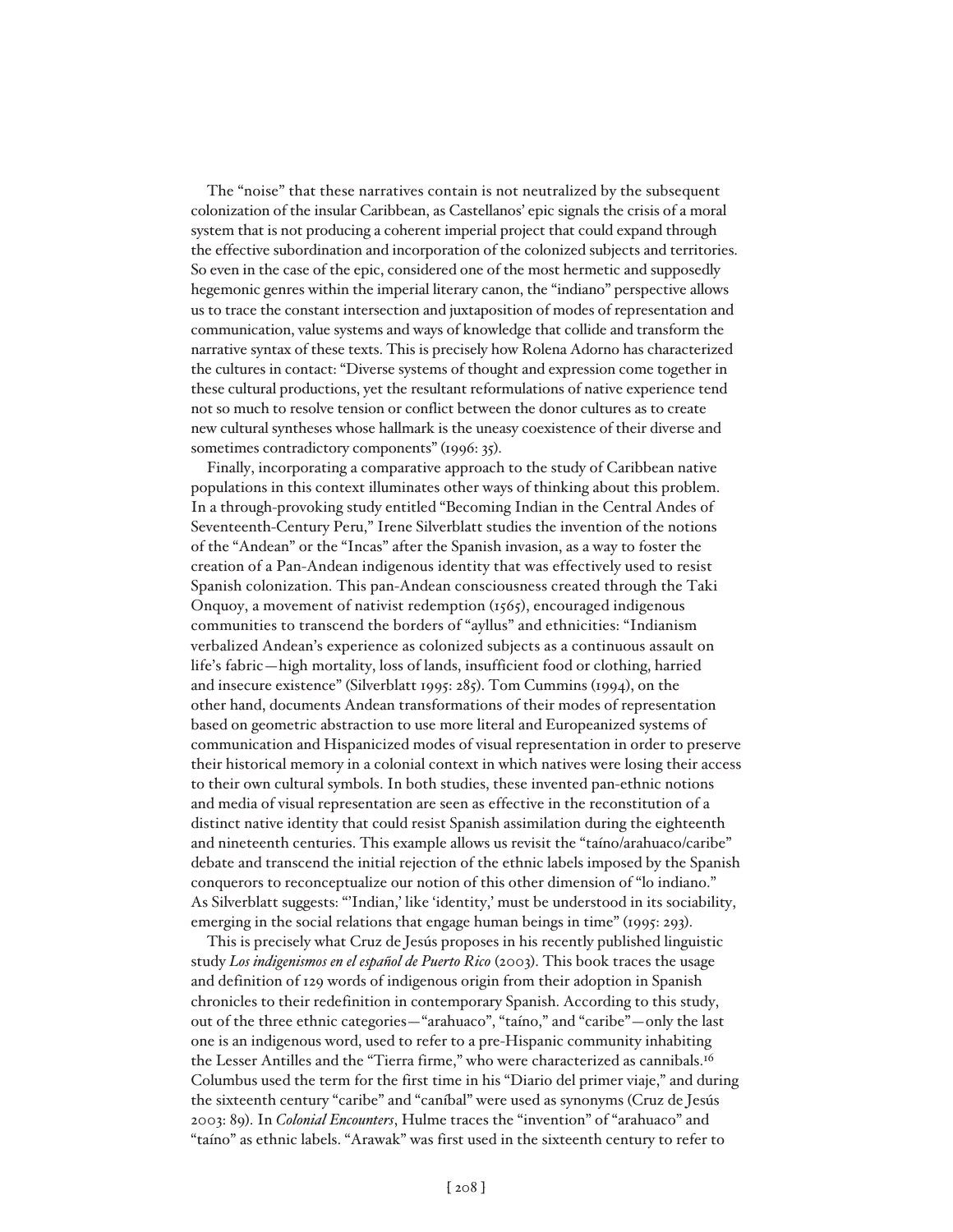The "noise" that these narratives contain is not neutralized by the subsequent colonization of the insular Caribbean, as Castellanos' epic signals the crisis of a moral system that is not producing a coherent imperial project that could expand through the effective subordination and incorporation of the colonized subjects and territories. So even in the case of the epic, considered one of the most hermetic and supposedly hegemonic genres within the imperial literary canon, the "indiano" perspective allows us to trace the constant intersection and juxtaposition of modes of representation and communication, value systems and ways of knowledge that collide and transform the narrative syntax of these texts. This is precisely how Rolena Adorno has characterized the cultures in contact: "Diverse systems of thought and expression come together in these cultural productions, yet the resultant reformulations of native experience tend not so much to resolve tension or conflict between the donor cultures as to create new cultural syntheses whose hallmark is the uneasy coexistence of their diverse and sometimes contradictory components" (1996: 35).

Finally, incorporating a comparative approach to the study of Caribbean native populations in this context illuminates other ways of thinking about this problem. In a through-provoking study entitled "Becoming Indian in the Central Andes of Seventeenth-Century Peru," Irene Silverblatt studies the invention of the notions of the "Andean" or the "Incas" after the Spanish invasion, as a way to foster the creation of a Pan-Andean indigenous identity that was effectively used to resist Spanish colonization. This pan-Andean consciousness created through the Taki Onquoy, a movement of nativist redemption (1565), encouraged indigenous communities to transcend the borders of "ayllus" and ethnicities: "Indianism verbalized Andean's experience as colonized subjects as a continuous assault on life's fabric—high mortality, loss of lands, insufficient food or clothing, harried and insecure existence" (Silverblatt 1995: 285). Tom Cummins (1994), on the other hand, documents Andean transformations of their modes of representation based on geometric abstraction to use more literal and Europeanized systems of communication and Hispanicized modes of visual representation in order to preserve their historical memory in a colonial context in which natives were losing their access to their own cultural symbols. In both studies, these invented pan-ethnic notions and media of visual representation are seen as effective in the reconstitution of a distinct native identity that could resist Spanish assimilation during the eighteenth and nineteenth centuries. This example allows us revisit the "taíno/arahuaco/caribe" debate and transcend the initial rejection of the ethnic labels imposed by the Spanish conquerors to reconceptualize our notion of this other dimension of "lo indiano." As Silverblatt suggests: "'Indian,' like 'identity,' must be understood in its sociability, emerging in the social relations that engage human beings in time" (1995: 293).

This is precisely what Cruz de Jesús proposes in his recently published linguistic study *Los indigenismos en el español de Puerto Rico* (2003). This book traces the usage and definition of 129 words of indigenous origin from their adoption in Spanish chronicles to their redefinition in contemporary Spanish. According to this study, out of the three ethnic categories—"arahuaco", "taíno," and "caribe"—only the last one is an indigenous word, used to refer to a pre-Hispanic community inhabiting the Lesser Antilles and the "Tierra firme," who were characterized as cannibals.[16] Columbus used the term for the first time in his "Diario del primer viaje," and during the sixteenth century "caribe" and "caníbal" were used as synonyms (Cruz de Jesús 2003: 89). In *Colonial Encounters*, Hulme traces the "invention" of "arahuaco" and "taíno" as ethnic labels. "Arawak" was first used in the sixteenth century to refer to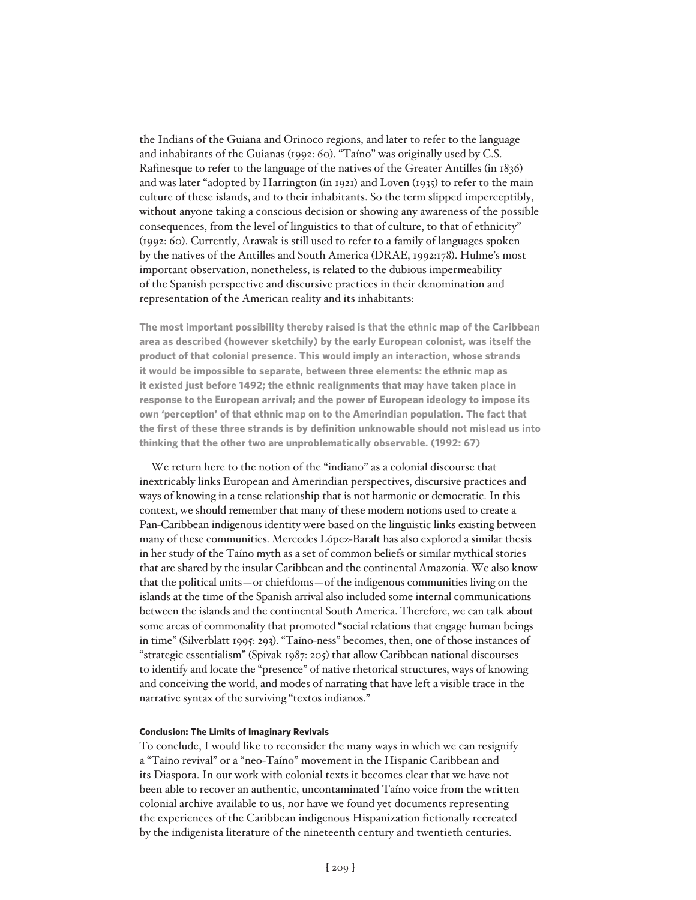the Indians of the Guiana and Orinoco regions, and later to refer to the language and inhabitants of the Guianas (1992: 60). "Taíno" was originally used by C.S. Rafinesque to refer to the language of the natives of the Greater Antilles (in 1836) and was later "adopted by Harrington (in 1921) and Loven (1935) to refer to the main culture of these islands, and to their inhabitants. So the term slipped imperceptibly, without anyone taking a conscious decision or showing any awareness of the possible consequences, from the level of linguistics to that of culture, to that of ethnicity" (1992: 60). Currently, Arawak is still used to refer to a family of languages spoken by the natives of the Antilles and South America (DRAE, 1992:178). Hulme's most important observation, nonetheless, is related to the dubious impermeability of the Spanish perspective and discursive practices in their denomination and representation of the American reality and its inhabitants:

> **The most important possibility thereby raised is that the ethnic map of the Caribbean area as described (however sketchily) by the early European colonist, was itself the product of that colonial presence. This would imply an interaction, whose strands it would be impossible to separate, between three elements: the ethnic map as it existed just before 1492; the ethnic realignments that may have taken place in response to the European arrival; and the power of European ideology to impose its own 'perception' of that ethnic map on to the Amerindian population. The fact that the first of these three strands is by definition unknowable should not mislead us into thinking that the other two are unproblematically observable. (1992: 67)**

We return here to the notion of the "indiano" as a colonial discourse that inextricably links European and Amerindian perspectives, discursive practices and ways of knowing in a tense relationship that is not harmonic or democratic. In this context, we should remember that many of these modern notions used to create a Pan-Caribbean indigenous identity were based on the linguistic links existing between many of these communities. Mercedes López-Baralt has also explored a similar thesis in her study of the Taíno myth as a set of common beliefs or similar mythical stories that are shared by the insular Caribbean and the continental Amazonia. We also know that the political units—or chiefdoms—of the indigenous communities living on the islands at the time of the Spanish arrival also included some internal communications between the islands and the continental South America. Therefore, we can talk about some areas of commonality that promoted "social relations that engage human beings in time" (Silverblatt 1995: 293). "Taíno-ness" becomes, then, one of those instances of "strategic essentialism" (Spivak 1987: 205) that allow Caribbean national discourses to identify and locate the "presence" of native rhetorical structures, ways of knowing and conceiving the world, and modes of narrating that have left a visible trace in the narrative syntax of the surviving "textos indianos."

#### Conclusion: The Limits of Imaginary Revivals

To conclude, I would like to reconsider the many ways in which we can resignify a "Taíno revival" or a "neo-Taíno" movement in the Hispanic Caribbean and its Diaspora. In our work with colonial texts it becomes clear that we have not been able to recover an authentic, uncontaminated Taíno voice from the written colonial archive available to us, nor have we found yet documents representing the experiences of the Caribbean indigenous Hispanization fictionally recreated by the indigenista literature of the nineteenth century and twentieth centuries.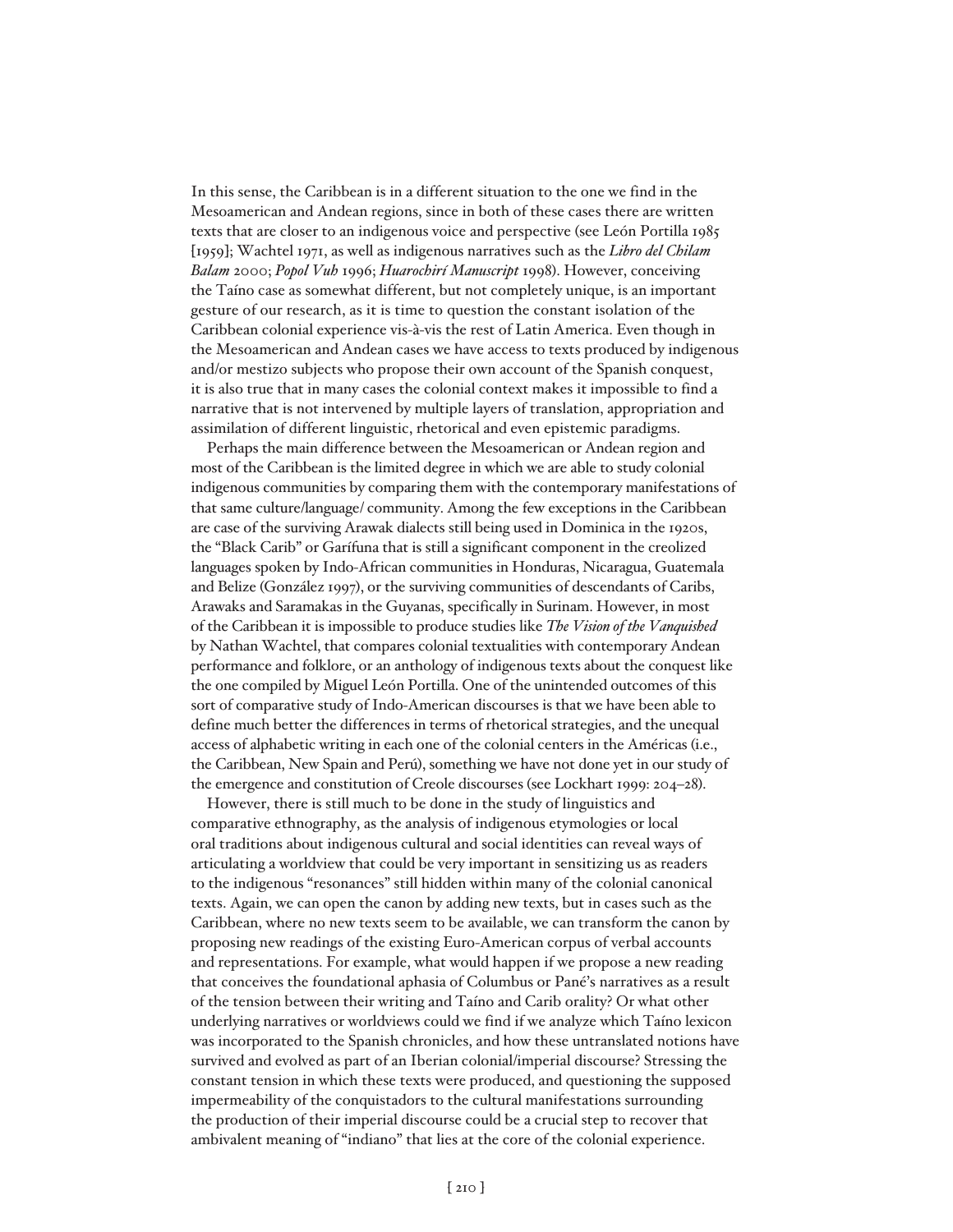In this sense, the Caribbean is in a different situation to the one we find in the Mesoamerican and Andean regions, since in both of these cases there are written texts that are closer to an indigenous voice and perspective (see León Portilla 1985 [1959]; Wachtel 1971, as well as indigenous narratives such as the *Libro del Chilam Balam* 2000; *Popol Vuh* 1996; *Huarochirí Manuscript* 1998). However, conceiving the Taíno case as somewhat different, but not completely unique, is an important gesture of our research, as it is time to question the constant isolation of the Caribbean colonial experience vis-à-vis the rest of Latin America. Even though in the Mesoamerican and Andean cases we have access to texts produced by indigenous and/or mestizo subjects who propose their own account of the Spanish conquest, it is also true that in many cases the colonial context makes it impossible to find a narrative that is not intervened by multiple layers of translation, appropriation and assimilation of different linguistic, rhetorical and even epistemic paradigms.

Perhaps the main difference between the Mesoamerican or Andean region and most of the Caribbean is the limited degree in which we are able to study colonial indigenous communities by comparing them with the contemporary manifestations of that same culture/language/ community. Among the few exceptions in the Caribbean are case of the surviving Arawak dialects still being used in Dominica in the 1920s, the "Black Carib" or Garífuna that is still a significant component in the creolized languages spoken by Indo-African communities in Honduras, Nicaragua, Guatemala and Belize (González 1997), or the surviving communities of descendants of Caribs, Arawaks and Saramakas in the Guyanas, specifically in Surinam. However, in most of the Caribbean it is impossible to produce studies like *The Vision of the Vanquished* by Nathan Wachtel, that compares colonial textualities with contemporary Andean performance and folklore, or an anthology of indigenous texts about the conquest like the one compiled by Miguel León Portilla. One of the unintended outcomes of this sort of comparative study of Indo-American discourses is that we have been able to define much better the differences in terms of rhetorical strategies, and the unequal access of alphabetic writing in each one of the colonial centers in the Américas (i.e., the Caribbean, New Spain and Perú), something we have not done yet in our study of the emergence and constitution of Creole discourses (see Lockhart 1999: 204–28).

However, there is still much to be done in the study of linguistics and comparative ethnography, as the analysis of indigenous etymologies or local oral traditions about indigenous cultural and social identities can reveal ways of articulating a worldview that could be very important in sensitizing us as readers to the indigenous "resonances" still hidden within many of the colonial canonical texts. Again, we can open the canon by adding new texts, but in cases such as the Caribbean, where no new texts seem to be available, we can transform the canon by proposing new readings of the existing Euro-American corpus of verbal accounts and representations. For example, what would happen if we propose a new reading that conceives the foundational aphasia of Columbus or Pané's narratives as a result of the tension between their writing and Taíno and Carib orality? Or what other underlying narratives or worldviews could we find if we analyze which Taíno lexicon was incorporated to the Spanish chronicles, and how these untranslated notions have survived and evolved as part of an Iberian colonial/imperial discourse? Stressing the constant tension in which these texts were produced, and questioning the supposed impermeability of the conquistadors to the cultural manifestations surrounding the production of their imperial discourse could be a crucial step to recover that ambivalent meaning of "indiano" that lies at the core of the colonial experience.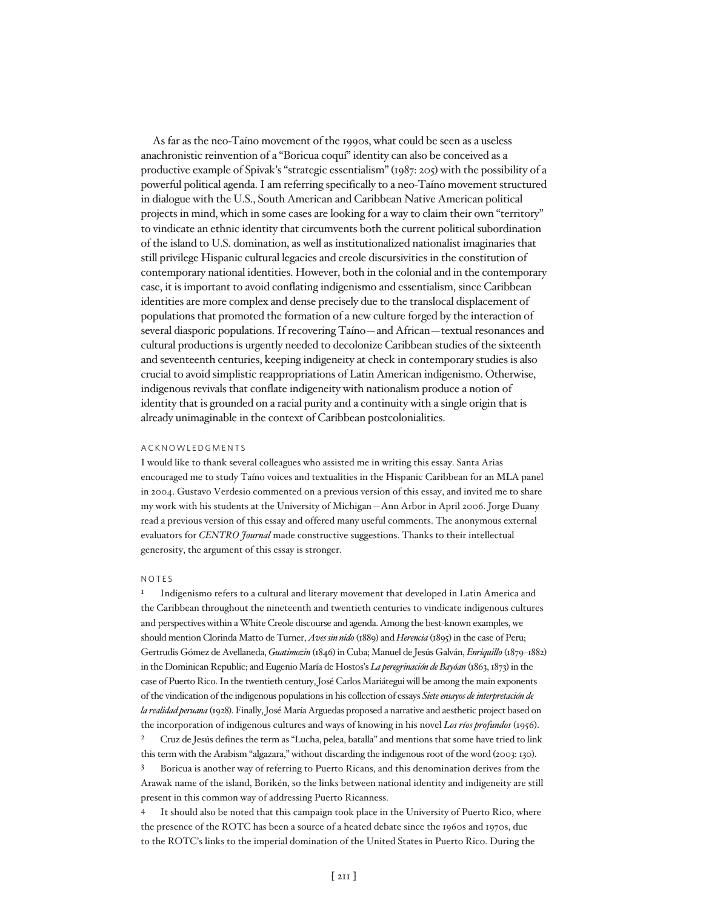As far as the neo-Taíno movement of the 1990s, what could be seen as a useless anachronistic reinvention of a "Boricua coquí" identity can also be conceived as a productive example of Spivak's "strategic essentialism" (1987: 205) with the possibility of a powerful political agenda. I am referring specifically to a neo-Taíno movement structured in dialogue with the U.S., South American and Caribbean Native American political projects in mind, which in some cases are looking for a way to claim their own "territory" to vindicate an ethnic identity that circumvents both the current political subordination of the island to U.S. domination, as well as institutionalized nationalist imaginaries that still privilege Hispanic cultural legacies and creole discursivities in the constitution of contemporary national identities. However, both in the colonial and in the contemporary case, it is important to avoid conflating indigenismo and essentialism, since Caribbean identities are more complex and dense precisely due to the translocal displacement of populations that promoted the formation of a new culture forged by the interaction of several diasporic populations. If recovering Taíno—and African—textual resonances and cultural productions is urgently needed to decolonize Caribbean studies of the sixteenth and seventeenth centuries, keeping indigeneity at check in contemporary studies is also crucial to avoid simplistic reappropriations of Latin American indigenismo. Otherwise, indigenous revivals that conflate indigeneity with nationalism produce a notion of identity that is grounded on a racial purity and a continuity with a single origin that is already unimaginable in the context of Caribbean postcolonialities.

## ACKNOWLEDGMENTS

I would like to thank several colleagues who assisted me in writing this essay. Santa Arias encouraged me to study Taíno voices and textualities in the Hispanic Caribbean for an MLA panel in 2004. Gustavo Verdesio commented on a previous version of this essay, and invited me to share my work with his students at the University of Michigan—Ann Arbor in April 2006. Jorge Duany read a previous version of this essay and offered many useful comments. The anonymous external evaluators for *CENTRO Journal* made constructive suggestions. Thanks to their intellectual generosity, the argument of this essay is stronger.

## NOTES

1 Indigenismo refers to a cultural and literary movement that developed in Latin America and the Caribbean throughout the nineteenth and twentieth centuries to vindicate indigenous cultures and perspectives within a White Creole discourse and agenda. Among the best-known examples, we should mention Clorinda Matto de Turner, *Aves sin nido* (1889) and *Herencia* (1895) in the case of Peru; Gertrudis Gómez de Avellaneda, *Guatimozín* (1846) in Cuba; Manuel de Jesús Galván, *Enriquillo* (1879–1882) in the Dominican Republic; and Eugenio María de Hostos's *La peregrinación de Bayóan* (1863, 1873) in the case of Puerto Rico. In the twentieth century, José Carlos Mariátegui will be among the main exponents of the vindication of the indigenous populations in his collection of essays *Siete ensayos de interpretación de la realidad peruana* (1928). Finally, José María Arguedas proposed a narrative and aesthetic project based on the incorporation of indigenous cultures and ways of knowing in his novel *Los ríos profundos* (1956).

2 Cruz de Jesús defines the term as "Lucha, pelea, batalla" and mentions that some have tried to link this term with the Arabism "algazara," without discarding the indigenous root of the word (2003: 130).

3 Boricua is another way of referring to Puerto Ricans, and this denomination derives from the Arawak name of the island, Borikén, so the links between national identity and indigeneity are still present in this common way of addressing Puerto Ricanness.

4 It should also be noted that this campaign took place in the University of Puerto Rico, where the presence of the ROTC has been a source of a heated debate since the 1960s and 1970s, due to the ROTC's links to the imperial domination of the United States in Puerto Rico. During the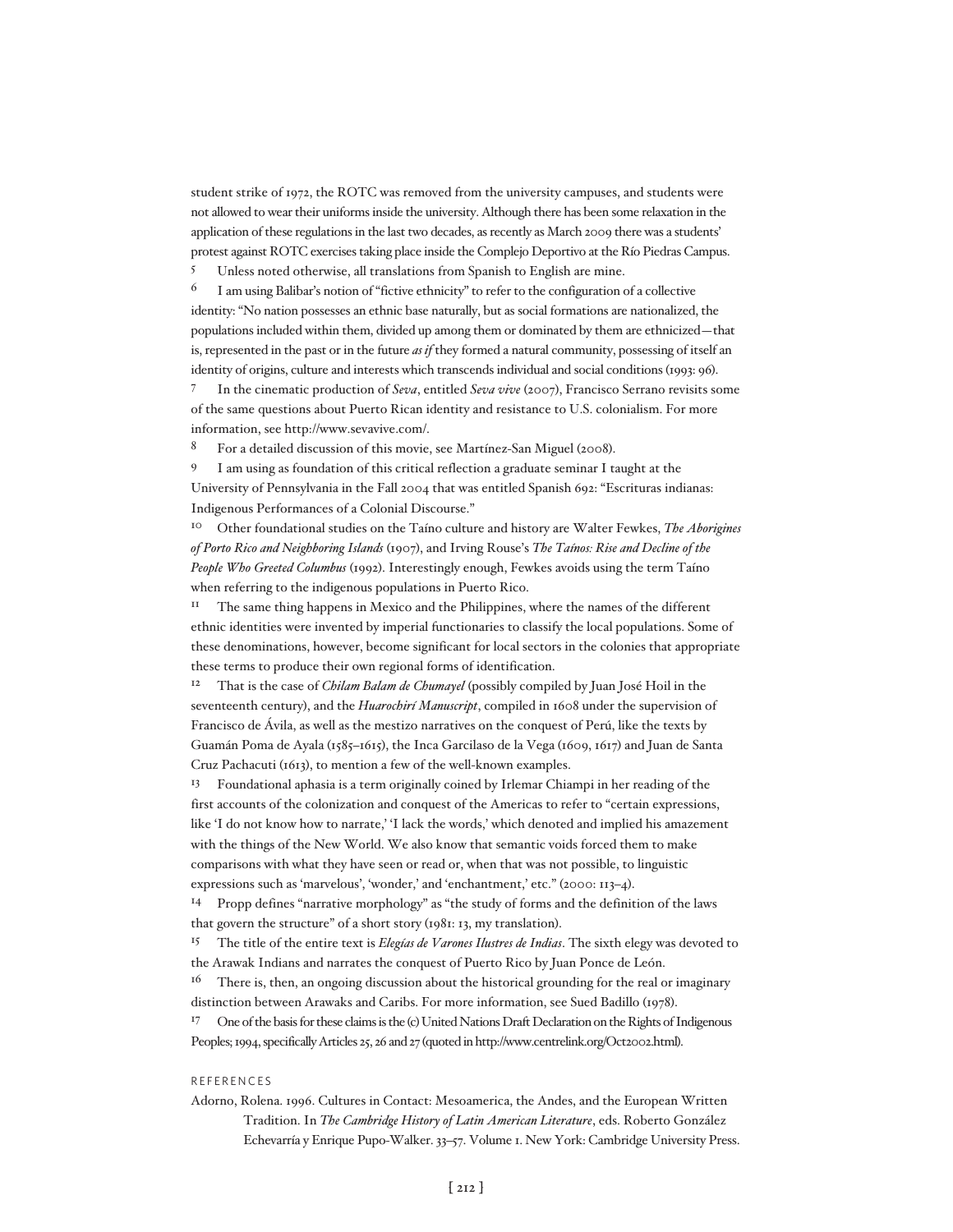student strike of 1972, the ROTC was removed from the university campuses, and students were not allowed to wear their uniforms inside the university. Although there has been some relaxation in the application of these regulations in the last two decades, as recently as March 2009 there was a students' protest against ROTC exercises taking place inside the Complejo Deportivo at the Río Piedras Campus.

5 Unless noted otherwise, all translations from Spanish to English are mine.

6 I am using Balibar's notion of "fictive ethnicity" to refer to the configuration of a collective identity: "No nation possesses an ethnic base naturally, but as social formations are nationalized, the populations included within them, divided up among them or dominated by them are ethnicized—that is, represented in the past or in the future *as if* they formed a natural community, possessing of itself an identity of origins, culture and interests which transcends individual and social conditions (1993: 96).

7 In the cinematic production of *Seva*, entitled *Seva vive* (2007), Francisco Serrano revisits some of the same questions about Puerto Rican identity and resistance to U.S. colonialism. For more information, see http://www.sevavive.com/.

8 For a detailed discussion of this movie, see Martínez-San Miguel (2008).

9 I am using as foundation of this critical reflection a graduate seminar I taught at the University of Pennsylvania in the Fall 2004 that was entitled Spanish 692: "Escrituras indianas: Indigenous Performances of a Colonial Discourse."

10 Other foundational studies on the Taíno culture and history are Walter Fewkes, *The Aborigines of Porto Rico and Neighboring Islands* (1907), and Irving Rouse's *The Taínos: Rise and Decline of the People Who Greeted Columbus* (1992). Interestingly enough, Fewkes avoids using the term Taíno when referring to the indigenous populations in Puerto Rico.

11 The same thing happens in Mexico and the Philippines, where the names of the different ethnic identities were invented by imperial functionaries to classify the local populations. Some of these denominations, however, become significant for local sectors in the colonies that appropriate these terms to produce their own regional forms of identification.

12 That is the case of *Chilam Balam de Chumayel* (possibly compiled by Juan José Hoil in the seventeenth century), and the *Huarochirí Manuscript*, compiled in 1608 under the supervision of Francisco de Ávila, as well as the mestizo narratives on the conquest of Perú, like the texts by Guamán Poma de Ayala (1585–1615), the Inca Garcilaso de la Vega (1609, 1617) and Juan de Santa Cruz Pachacuti (1613), to mention a few of the well-known examples.

13 Foundational aphasia is a term originally coined by Irlemar Chiampi in her reading of the first accounts of the colonization and conquest of the Americas to refer to "certain expressions, like 'I do not know how to narrate,' 'I lack the words,' which denoted and implied his amazement with the things of the New World. We also know that semantic voids forced them to make comparisons with what they have seen or read or, when that was not possible, to linguistic expressions such as 'marvelous', 'wonder,' and 'enchantment,' etc." (2000: 113–4).

14 Propp defines "narrative morphology" as "the study of forms and the definition of the laws that govern the structure" of a short story (1981: 13, my translation).

15 The title of the entire text is *Elegías de Varones Ilustres de Indias*. The sixth elegy was devoted to the Arawak Indians and narrates the conquest of Puerto Rico by Juan Ponce de León.

16 There is, then, an ongoing discussion about the historical grounding for the real or imaginary distinction between Arawaks and Caribs. For more information, see Sued Badillo (1978).

17 One of the basis for these claims is the (c) United Nations Draft Declaration on the Rights of Indigenous Peoples; 1994, specifically Articles 25, 26 and 27 (quoted in http://www.centrelink.org/Oct2002.html).

## REFERENCES

Adorno, Rolena. 1996. Cultures in Contact: Mesoamerica, the Andes, and the European Written Tradition. In *The Cambridge History of Latin American Literature*, eds. Roberto González Echevarría y Enrique Pupo-Walker. 33–57. Volume 1. New York: Cambridge University Press.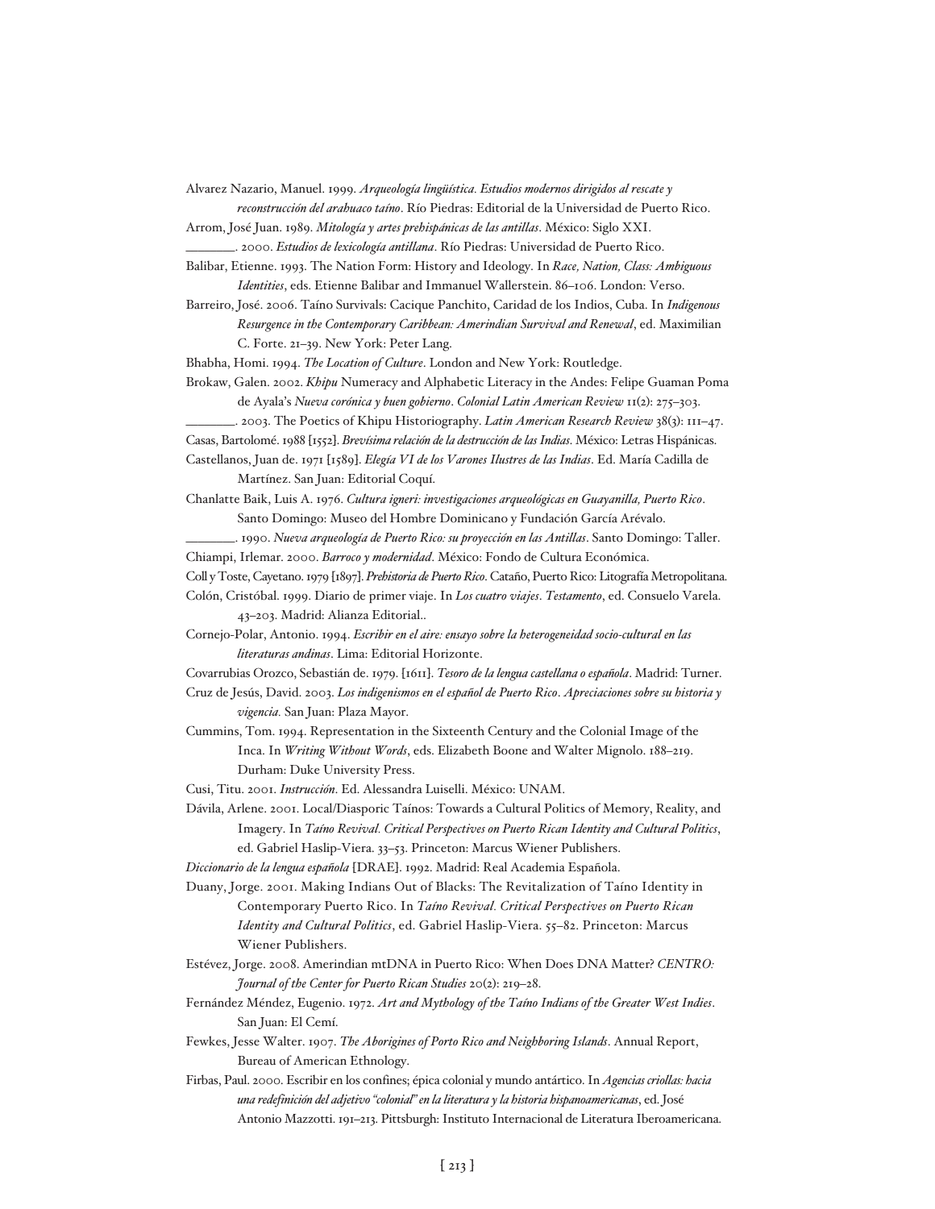Alvarez Nazario, Manuel. 1999. *Arqueología lingüística. Estudios modernos dirigidos al rescate y reconstrucción del arahuaco taíno*. Río Piedras: Editorial de la Universidad de Puerto Rico.

Arrom, José Juan. 1989. *Mitología y artes prehispánicas de las antillas*. México: Siglo XXI.

_______. 2000. *Estudios de lexicología antillana*. Río Piedras: Universidad de Puerto Rico.

Balibar, Etienne. 1993. The Nation Form: History and Ideology. In *Race, Nation, Class: Ambiguous Identities*, eds. Etienne Balibar and Immanuel Wallerstein. 86–106. London: Verso.

Barreiro, José. 2006. Taíno Survivals: Cacique Panchito, Caridad de los Indios, Cuba. In *Indigenous Resurgence in the Contemporary Caribbean: Amerindian Survival and Renewal*, ed. Maximilian C. Forte. 21–39. New York: Peter Lang.

Bhabha, Homi. 1994. *The Location of Culture*. London and New York: Routledge.

Brokaw, Galen. 2002. *Khipu* Numeracy and Alphabetic Literacy in the Andes: Felipe Guaman Poma de Ayala's *Nueva corónica y buen gobierno*. *Colonial Latin American Review* 11(2): 275–303.

_______. 2003. The Poetics of Khipu Historiography. *Latin American Research Review* 38(3): 111–47.

Casas, Bartolomé. 1988 [1552]. *Brevísima relación de la destrucción de las Indias*. México: Letras Hispánicas.

Castellanos, Juan de. 1971 [1589]. *Elegía VI de los Varones Ilustres de las Indias*. Ed. María Cadilla de Martínez. San Juan: Editorial Coquí.

Chanlatte Baik, Luis A. 1976. *Cultura igneri: investigaciones arqueológicas en Guayanilla, Puerto Rico*. Santo Domingo: Museo del Hombre Dominicano y Fundación García Arévalo.

_______. 1990. *Nueva arqueología de Puerto Rico: su proyección en las Antillas*. Santo Domingo: Taller.

Chiampi, Irlemar. 2000. *Barroco y modernidad*. México: Fondo de Cultura Económica.

Coll y Toste, Cayetano. 1979 [1897]. *Prehistoria de Puerto Rico*. Cataño, Puerto Rico: Litografía Metropolitana.

Colón, Cristóbal. 1999. Diario de primer viaje. In *Los cuatro viajes*. *Testamento*, ed. Consuelo Varela. 43–203. Madrid: Alianza Editorial..

Cornejo-Polar, Antonio. 1994. *Escribir en el aire: ensayo sobre la heterogeneidad socio-cultural en las literaturas andinas*. Lima: Editorial Horizonte.

Covarrubias Orozco, Sebastián de. 1979. [1611]. *Tesoro de la lengua castellana o española*. Madrid: Turner.

Cruz de Jesús, David. 2003. *Los indigenismos en el español de Puerto Rico*. *Apreciaciones sobre su historia y vigencia*. San Juan: Plaza Mayor.

Cummins, Tom. 1994. Representation in the Sixteenth Century and the Colonial Image of the Inca. In *Writing Without Words*, eds. Elizabeth Boone and Walter Mignolo. 188–219. Durham: Duke University Press.

Cusi, Titu. 2001. *Instrucción*. Ed. Alessandra Luiselli. México: UNAM.

Dávila, Arlene. 2001. Local/Diasporic Taínos: Towards a Cultural Politics of Memory, Reality, and Imagery. In *Taíno Revival. Critical Perspectives on Puerto Rican Identity and Cultural Politics*, ed. Gabriel Haslip-Viera. 33–53. Princeton: Marcus Wiener Publishers.

*Diccionario de la lengua española* [DRAE]. 1992. Madrid: Real Academia Española.

Duany, Jorge. 2001. Making Indians Out of Blacks: The Revitalization of Taíno Identity in Contemporary Puerto Rico. In *Taíno Revival. Critical Perspectives on Puerto Rican Identity and Cultural Politics*, ed. Gabriel Haslip-Viera. 55–82. Princeton: Marcus Wiener Publishers.

Estévez, Jorge. 2008. Amerindian mtDNA in Puerto Rico: When Does DNA Matter? *CENTRO: Journal of the Center for Puerto Rican Studies* 20(2): 219–28.

Fernández Méndez, Eugenio. 1972. *Art and Mythology of the Taíno Indians of the Greater West Indies*. San Juan: El Cemí.

Fewkes, Jesse Walter. 1907. *The Aborigines of Porto Rico and Neighboring Islands*. Annual Report, Bureau of American Ethnology.

Firbas, Paul. 2000. Escribir en los confines; épica colonial y mundo antártico. In *Agencias criollas: hacia una redefinición del adjetivo "colonial" en la literatura y la historia hispanoamericanas*, ed. José Antonio Mazzotti. 191–213. Pittsburgh: Instituto Internacional de Literatura Iberoamericana.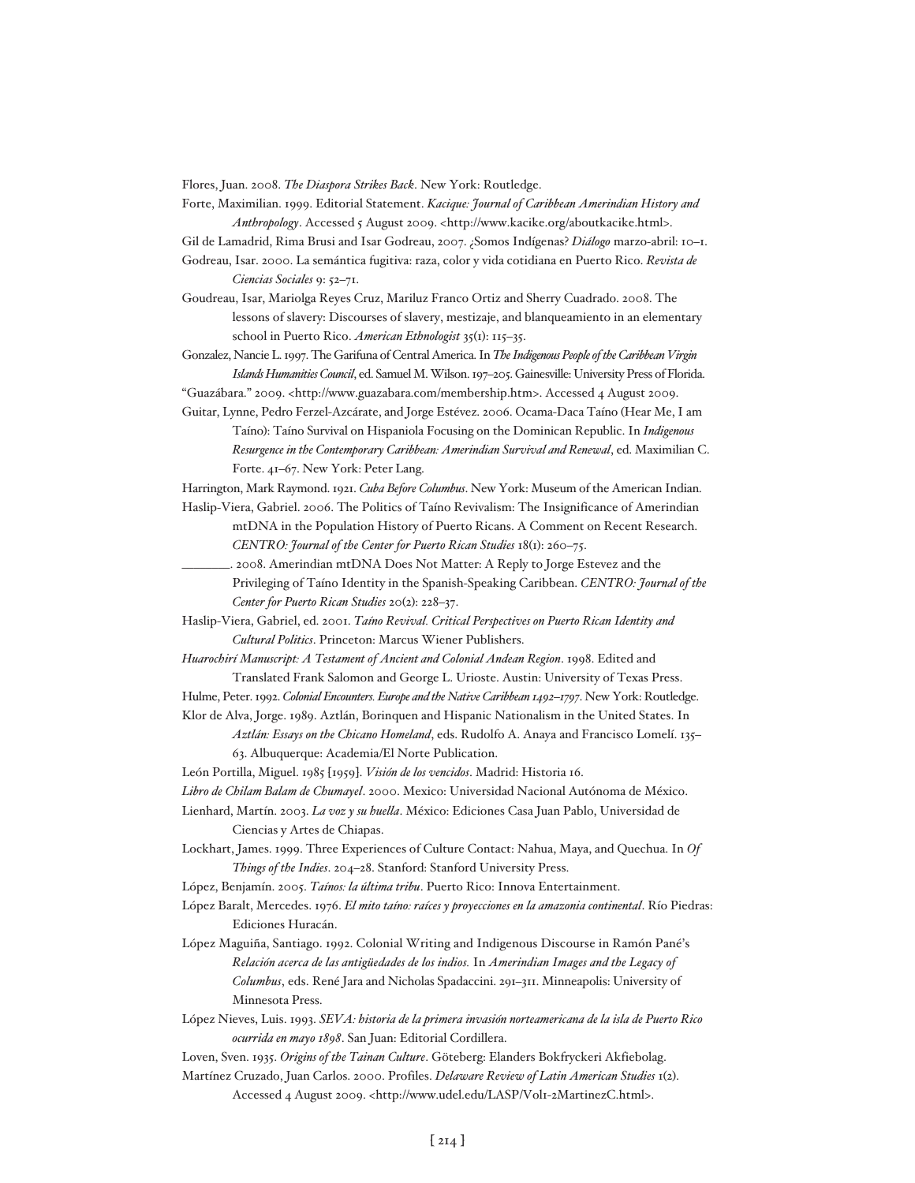Flores, Juan. 2008. *The Diaspora Strikes Back*. New York: Routledge.

Forte, Maximilian. 1999. Editorial Statement. *Kacique: Journal of Caribbean Amerindian History and Anthropology*. Accessed 5 August 2009. <http://www.kacike.org/aboutkacike.html>.

Gil de Lamadrid, Rima Brusi and Isar Godreau, 2007. ¿Somos Indígenas? *Diálogo* marzo-abril: 10–1.

Godreau, Isar. 2000. La semántica fugitiva: raza, color y vida cotidiana en Puerto Rico. *Revista de Ciencias Sociales* 9: 52–71.

Goudreau, Isar, Mariolga Reyes Cruz, Mariluz Franco Ortiz and Sherry Cuadrado. 2008. The lessons of slavery: Discourses of slavery, mestizaje, and blanqueamiento in an elementary school in Puerto Rico. *American Ethnologist* 35(1): 115–35.

Gonzalez, Nancie L. 1997. The Garifuna of Central America. In *The Indigenous People of the Caribbean Virgin Islands Humanities Council*, ed. Samuel M. Wilson. 197–205. Gainesville: University Press of Florida.

"Guazábara." 2009. <http://www.guazabara.com/membership.htm>. Accessed 4 August 2009.

Guitar, Lynne, Pedro Ferzel-Azcárate, and Jorge Estévez. 2006. Ocama-Daca Taíno (Hear Me, I am Taíno): Taíno Survival on Hispaniola Focusing on the Dominican Republic. In *Indigenous Resurgence in the Contemporary Caribbean: Amerindian Survival and Renewal*, ed. Maximilian C. Forte. 41–67. New York: Peter Lang.

Harrington, Mark Raymond. 1921. *Cuba Before Columbus*. New York: Museum of the American Indian.

Haslip-Viera, Gabriel. 2006. The Politics of Taíno Revivalism: The Insignificance of Amerindian mtDNA in the Population History of Puerto Ricans. A Comment on Recent Research. *CENTRO: Journal of the Center for Puerto Rican Studies* 18(1): 260–75.

_______. 2008. Amerindian mtDNA Does Not Matter: A Reply to Jorge Estevez and the Privileging of Taíno Identity in the Spanish-Speaking Caribbean. *CENTRO: Journal of the Center for Puerto Rican Studies* 20(2): 228–37.

Haslip-Viera, Gabriel, ed. 2001. *Taíno Revival. Critical Perspectives on Puerto Rican Identity and Cultural Politics*. Princeton: Marcus Wiener Publishers.

*Huarochirí Manuscript: A Testament of Ancient and Colonial Andean Region*. 1998. Edited and Translated Frank Salomon and George L. Urioste. Austin: University of Texas Press.

Hulme, Peter. 1992. *Colonial Encounters. Europe and the Native Caribbean 1492–1797*. New York: Routledge.

Klor de Alva, Jorge. 1989. Aztlán, Borinquen and Hispanic Nationalism in the United States. In *Aztlán: Essays on the Chicano Homeland*, eds. Rudolfo A. Anaya and Francisco Lomelí. 135–63. Albuquerque: Academia/El Norte Publication.

León Portilla, Miguel. 1985 [1959]. *Visión de los vencidos*. Madrid: Historia 16.

*Libro de Chilam Balam de Chumayel*. 2000. Mexico: Universidad Nacional Autónoma de México.

Lienhard, Martín. 2003. *La voz y su huella*. México: Ediciones Casa Juan Pablo, Universidad de Ciencias y Artes de Chiapas.

Lockhart, James. 1999. Three Experiences of Culture Contact: Nahua, Maya, and Quechua. In *Of Things of the Indies*. 204–28. Stanford: Stanford University Press.

López, Benjamín. 2005. *Taínos: la última tribu*. Puerto Rico: Innova Entertainment.

López Baralt, Mercedes. 1976. *El mito taíno: raíces y proyecciones en la amazonia continental*. Río Piedras: Ediciones Huracán.

López Maguiña, Santiago. 1992. Colonial Writing and Indigenous Discourse in Ramón Pané's *Relación acerca de las antigüedades de los indios.* In *Amerindian Images and the Legacy of Columbus*, eds. René Jara and Nicholas Spadaccini. 291–311. Minneapolis: University of Minnesota Press.

López Nieves, Luis. 1993. *SEVA: historia de la primera invasión norteamericana de la isla de Puerto Rico ocurrida en mayo 1898*. San Juan: Editorial Cordillera.

Loven, Sven. 1935. *Origins of the Tainan Culture*. Göteberg: Elanders Bokfryckeri Akfiebolag.

Martínez Cruzado, Juan Carlos. 2000. Profiles. *Delaware Review of Latin American Studies* 1(2). Accessed 4 August 2009. <http://www.udel.edu/LASP/Vol1-2MartinezC.html>.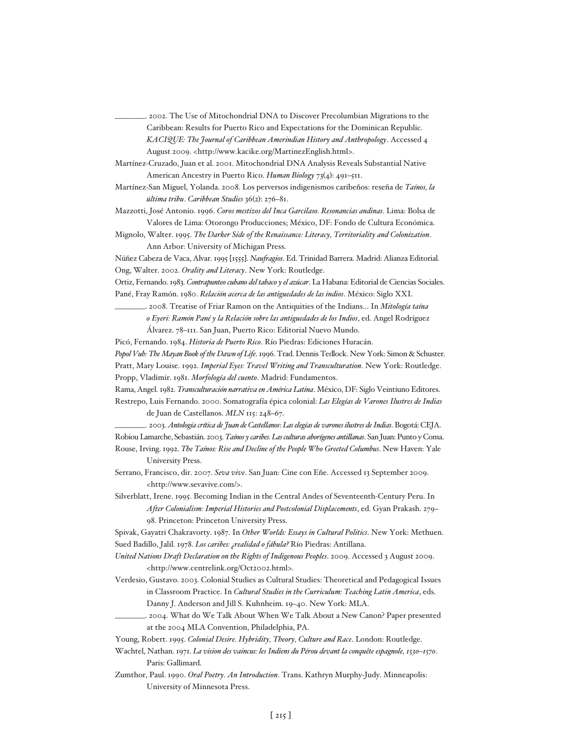\_\_\_\_\_\_\_\_. 2002. The Use of Mitochondrial DNA to Discover Precolumbian Migrations to the Caribbean: Results for Puerto Rico and Expectations for the Dominican Republic. *KACIQUE: The Journal of Caribbean Amerindian History and Anthropology*. Accessed 4 August 2009. <http://www.kacike.org/MartinezEnglish.html>.

Martínez-Cruzado, Juan et al. 2001. Mitochondrial DNA Analysis Reveals Substantial Native American Ancestry in Puerto Rico. *Human Biology* 73(4): 491–511.

Martínez-San Miguel, Yolanda. 2008. Los perversos indigenismos caribeños: reseña de *Taínos, la última tribu*. *Caribbean Studies* 36(2): 276–81.

Mazzotti, José Antonio. 1996. *Coros mestizos del Inca Garcilaso. Resonancias andinas*. Lima: Bolsa de Valores de Lima: Otorongo Producciones; México, DF: Fondo de Cultura Económica.

Mignolo, Walter. 1995. *The Darker Side of the Renaissance: Literacy, Territoriality and Colonization*. Ann Arbor: University of Michigan Press.

Núñez Cabeza de Vaca, Alvar. 1995 [1555]. *Naufragios*. Ed. Trinidad Barrera. Madrid: Alianza Editorial.

Ong, Walter. 2002. *Orality and Literacy*. New York: Routledge.

Ortiz, Fernando. 1983. *Contrapunteo cubano del tabaco y el azúcar*. La Habana: Editorial de Ciencias Sociales.

Pané, Fray Ramón. 1980. *Relación acerca de las antiguedades de las indios*. México: Siglo XXI.

\_\_\_\_\_\_\_\_. 2008. Treatise of Friar Ramon on the Antiquities of the Indians… In *Mitología taína o Eyeri: Ramón Pané y la Relación sobre las antiguedades de los Indios*, ed. Angel Rodríguez Álvarez. 78–111. San Juan, Puerto Rico: Editorial Nuevo Mundo.

Picó, Fernando. 1984. *Historia de Puerto Rico*. Río Piedras: Ediciones Huracán.

*Popol Vuh: The Mayan Book of the Dawn of Life*. 1996. Trad. Dennis Tedlock. New York: Simon & Schuster.

Pratt, Mary Louise. 1992. *Imperial Eyes: Travel Writing and Transculturation*. New York: Routledge.

Propp, Vladimir. 1981. *Morfología del cuento*. Madrid: Fundamentos.

Rama, Angel. 1982. *Transculturación narrativa en América Latina*. México, DF: Siglo Veintiuno Editores.

Restrepo, Luis Fernando. 2000. Somatografía épica colonial: *Las Elegías de Varones Ilustres de Indias* de Juan de Castellanos. *MLN* 115: 248–67.

\_\_\_\_\_\_\_\_. 2003. *Antología crítica de Juan de Castellanos*: *Las elegías de varones ilustres de Indias*. Bogotá: CEJA.

Robiou Lamarche, Sebastián. 2003. *Taínos y caribes. Las culturas aborígenes antillanas*. San Juan: Punto y Coma.

Rouse, Irving. 1992. *The Taínos: Rise and Decline of the People Who Greeted Columbus*. New Haven: Yale University Press.

Serrano, Francisco, dir. 2007. *Seva vive*. San Juan: Cine con Eñe. Accessed 13 September 2009. <http://www.sevavive.com/>.

Silverblatt, Irene. 1995. Becoming Indian in the Central Andes of Seventeenth-Century Peru. In *After Colonialism: Imperial Histories and Postcolonial Displacements*, ed. Gyan Prakash. 279–98. Princeton: Princeton University Press.

Spivak, Gayatri Chakravorty. 1987. In *Other Worlds: Essays in Cultural Politics*. New York: Methuen.

Sued Badillo, Jalil. 1978. *Los caribes: ¿realidad o fábula?* Río Piedras: Antillana.

*United Nations Draft Declaration on the Rights of Indigenous Peoples*. 2009. Accessed 3 August 2009. <http://www.centrelink.org/Oct2002.html>.

Verdesio, Gustavo. 2003. Colonial Studies as Cultural Studies: Theoretical and Pedagogical Issues in Classroom Practice. In *Cultural Studies in the Curriculum: Teaching Latin America*, eds. Danny J. Anderson and Jill S. Kuhnheim. 19–40. New York: MLA.

\_\_\_\_\_\_\_\_. 2004. What do We Talk About When We Talk About a New Canon? Paper presented at the 2004 MLA Convention, Philadelphia, PA.

Young, Robert. 1995. *Colonial Desire. Hybridity, Theory, Culture and Race*. London: Routledge.

Wachtel, Nathan. 1971. *La vision des vaincus: les Indiens du Pérou devant la conquête espagnole, 1530–1570*. Paris: Gallimard.

Zumthor, Paul. 1990. *Oral Poetry. An Introduction*. Trans. Kathryn Murphy-Judy. Minneapolis: University of Minnesota Press.